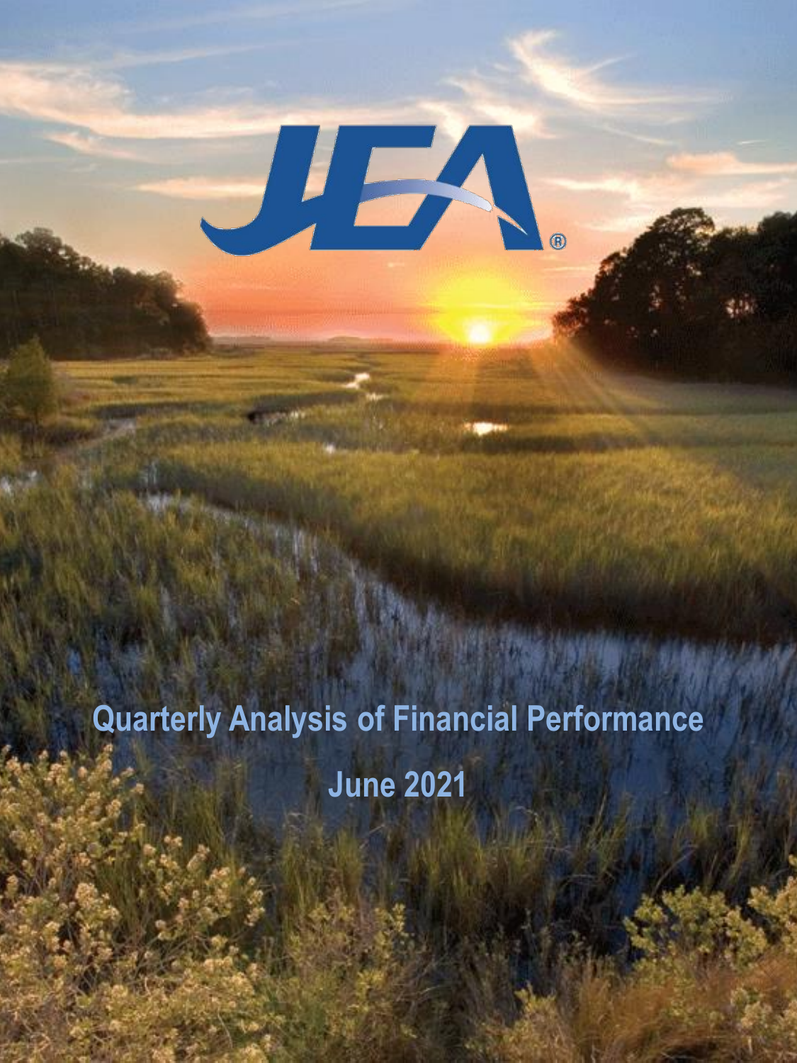JEA®

# Quarterly Analysis of Financial Performance

## June 2021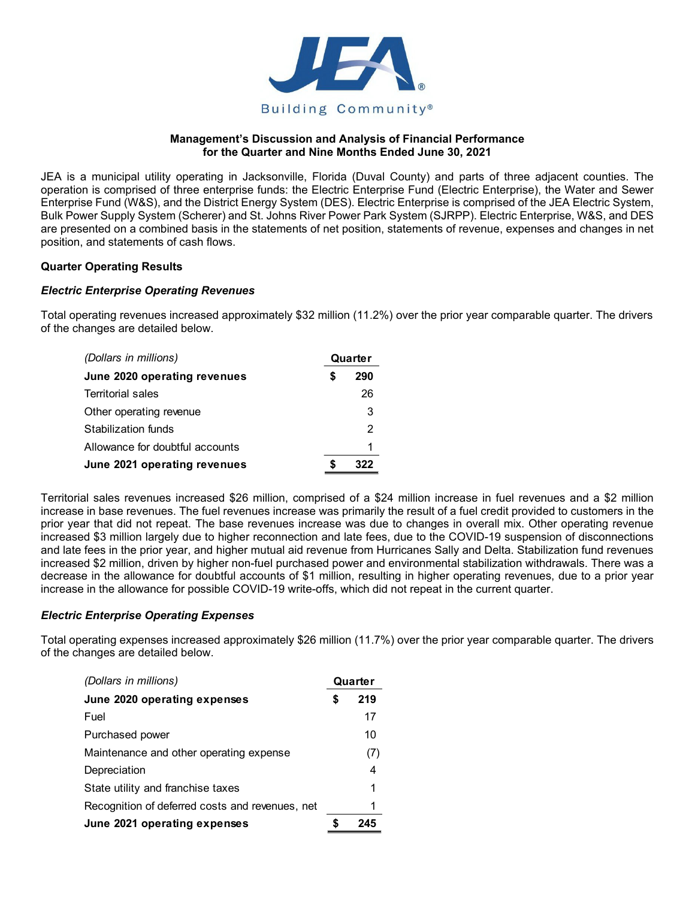# Management's Discussion and Analysis of Financial Performance for the Quarter and Nine Months Ended June 30, 2021

JEA is a municipal utility operating in Jacksonville, Florida (Duval County) and parts of three adjacent counties. The operation is comprised of three enterprise funds: the Electric Enterprise Fund (Electric Enterprise), the Water and Sewer Enterprise Fund (W&S), and the District Energy System (DES). Electric Enterprise is comprised of the JEA Electric System, Bulk Power Supply System (Scherer) and St. Johns River Power Park System (SJRPP). Electric Enterprise, W&S, and DES are presented on a combined basis in the statements of net position, statements of revenue, expenses and changes in net position, and statements of cash flows.

## Quarter Operating Results

### *Electric Enterprise Operating Revenues*

Total operating revenues increased approximately $32 million (11.2%) over the prior year comparable quarter. The drivers of the changes are detailed below.

| *(Dollars in millions)* | Quarter |
|---|---|
| **June 2020 operating revenues** | **$ 290** |
| Territorial sales | 26 |
| Other operating revenue | 3 |
| Stabilization funds | 2 |
| Allowance for doubtful accounts | 1 |
| **June 2021 operating revenues** | **$ 322** |

Territorial sales revenues increased $26 million, comprised of a $24 million increase in fuel revenues and a $2 million increase in base revenues. The fuel revenues increase was primarily the result of a fuel credit provided to customers in the prior year that did not repeat. The base revenues increase was due to changes in overall mix. Other operating revenue increased $3 million largely due to higher reconnection and late fees, due to the COVID-19 suspension of disconnections and late fees in the prior year, and higher mutual aid revenue from Hurricanes Sally and Delta. Stabilization fund revenues increased $2 million, driven by higher non-fuel purchased power and environmental stabilization withdrawals. There was a decrease in the allowance for doubtful accounts of $1 million, resulting in higher operating revenues, due to a prior year increase in the allowance for possible COVID-19 write-offs, which did not repeat in the current quarter.

### *Electric Enterprise Operating Expenses*

Total operating expenses increased approximately $26 million (11.7%) over the prior year comparable quarter. The drivers of the changes are detailed below.

| *(Dollars in millions)* | Quarter |
|---|---|
| **June 2020 operating expenses** | **$ 219** |
| Fuel | 17 |
| Purchased power | 10 |
| Maintenance and other operating expense | (7) |
| Depreciation | 4 |
| State utility and franchise taxes | 1 |
| Recognition of deferred costs and revenues, net | 1 |
| **June 2021 operating expenses** | **$ 245** |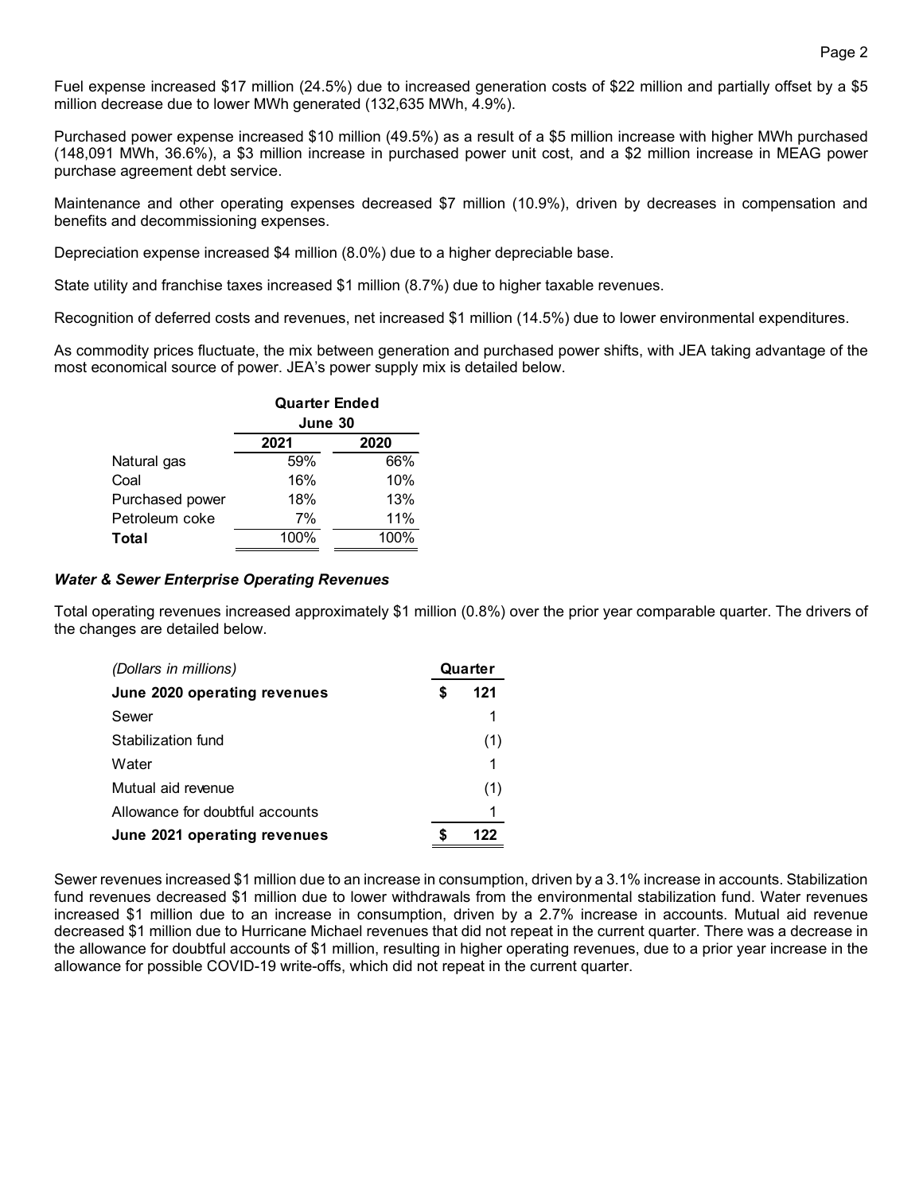Fuel expense increased $17 million (24.5%) due to increased generation costs of $22 million and partially offset by a $5 million decrease due to lower MWh generated (132,635 MWh, 4.9%).

Purchased power expense increased $10 million (49.5%) as a result of a $5 million increase with higher MWh purchased (148,091 MWh, 36.6%), a $3 million increase in purchased power unit cost, and a $2 million increase in MEAG power purchase agreement debt service.

Maintenance and other operating expenses decreased $7 million (10.9%), driven by decreases in compensation and benefits and decommissioning expenses.

Depreciation expense increased $4 million (8.0%) due to a higher depreciable base.

State utility and franchise taxes increased $1 million (8.7%) due to higher taxable revenues.

Recognition of deferred costs and revenues, net increased $1 million (14.5%) due to lower environmental expenditures.

As commodity prices fluctuate, the mix between generation and purchased power shifts, with JEA taking advantage of the most economical source of power. JEA's power supply mix is detailed below.

| | Quarter Ended June 30 | |
|---|---|---|
| | 2021 | 2020 |
| Natural gas | 59% | 66% |
| Coal | 16% | 10% |
| Purchased power | 18% | 13% |
| Petroleum coke | 7% | 11% |
| **Total** | 100% | 100% |

### *Water & Sewer Enterprise Operating Revenues*

Total operating revenues increased approximately $1 million (0.8%) over the prior year comparable quarter. The drivers of the changes are detailed below.

| *(Dollars in millions)* | Quarter |
|---|---|
| **June 2020 operating revenues** | $ 121 |
| Sewer | 1 |
| Stabilization fund | (1) |
| Water | 1 |
| Mutual aid revenue | (1) |
| Allowance for doubtful accounts | 1 |
| **June 2021 operating revenues** | $ 122 |

Sewer revenues increased $1 million due to an increase in consumption, driven by a 3.1% increase in accounts. Stabilization fund revenues decreased $1 million due to lower withdrawals from the environmental stabilization fund. Water revenues increased $1 million due to an increase in consumption, driven by a 2.7% increase in accounts. Mutual aid revenue decreased $1 million due to Hurricane Michael revenues that did not repeat in the current quarter. There was a decrease in the allowance for doubtful accounts of $1 million, resulting in higher operating revenues, due to a prior year increase in the allowance for possible COVID-19 write-offs, which did not repeat in the current quarter.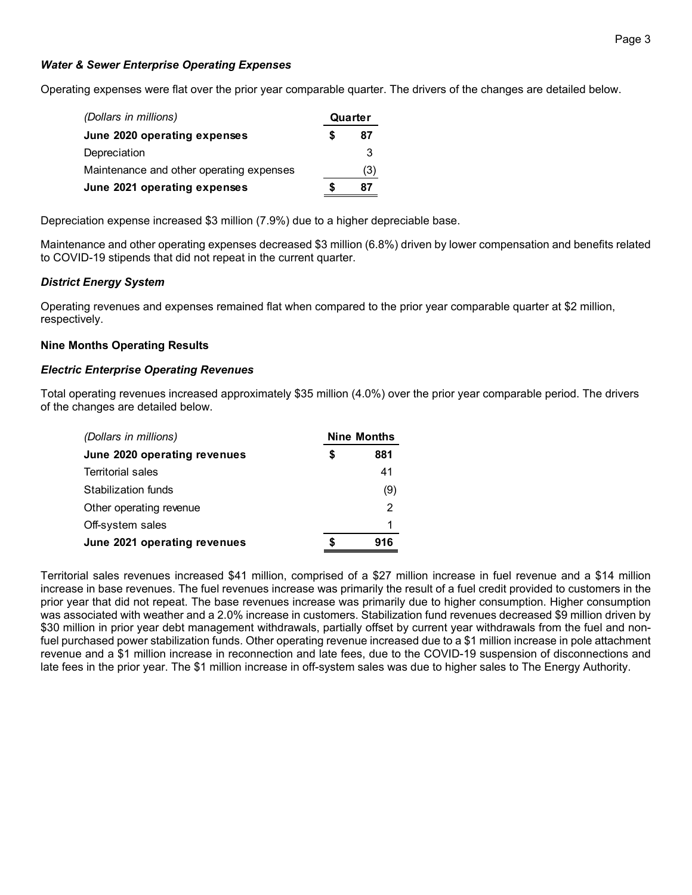### *Water & Sewer Enterprise Operating Expenses*

Operating expenses were flat over the prior year comparable quarter. The drivers of the changes are detailed below.

| *(Dollars in millions)* | **Quarter** |
| --- | --- |
| **June 2020 operating expenses** | **$ 87** |
| Depreciation | 3 |
| Maintenance and other operating expenses | (3) |
| **June 2021 operating expenses** | **$ 87** |

Depreciation expense increased $3 million (7.9%) due to a higher depreciable base.

Maintenance and other operating expenses decreased $3 million (6.8%) driven by lower compensation and benefits related to COVID-19 stipends that did not repeat in the current quarter.

### *District Energy System*

Operating revenues and expenses remained flat when compared to the prior year comparable quarter at $2 million, respectively.

## Nine Months Operating Results

### *Electric Enterprise Operating Revenues*

Total operating revenues increased approximately $35 million (4.0%) over the prior year comparable period. The drivers of the changes are detailed below.

| *(Dollars in millions)* | **Nine Months** |
| --- | --- |
| **June 2020 operating revenues** | **$ 881** |
| Territorial sales | 41 |
| Stabilization funds | (9) |
| Other operating revenue | 2 |
| Off-system sales | 1 |
| **June 2021 operating revenues** | **$ 916** |

Territorial sales revenues increased $41 million, comprised of a $27 million increase in fuel revenue and a $14 million increase in base revenues. The fuel revenues increase was primarily the result of a fuel credit provided to customers in the prior year that did not repeat. The base revenues increase was primarily due to higher consumption. Higher consumption was associated with weather and a 2.0% increase in customers. Stabilization fund revenues decreased $9 million driven by $30 million in prior year debt management withdrawals, partially offset by current year withdrawals from the fuel and non-fuel purchased power stabilization funds. Other operating revenue increased due to a $1 million increase in pole attachment revenue and a $1 million increase in reconnection and late fees, due to the COVID-19 suspension of disconnections and late fees in the prior year. The $1 million increase in off-system sales was due to higher sales to The Energy Authority.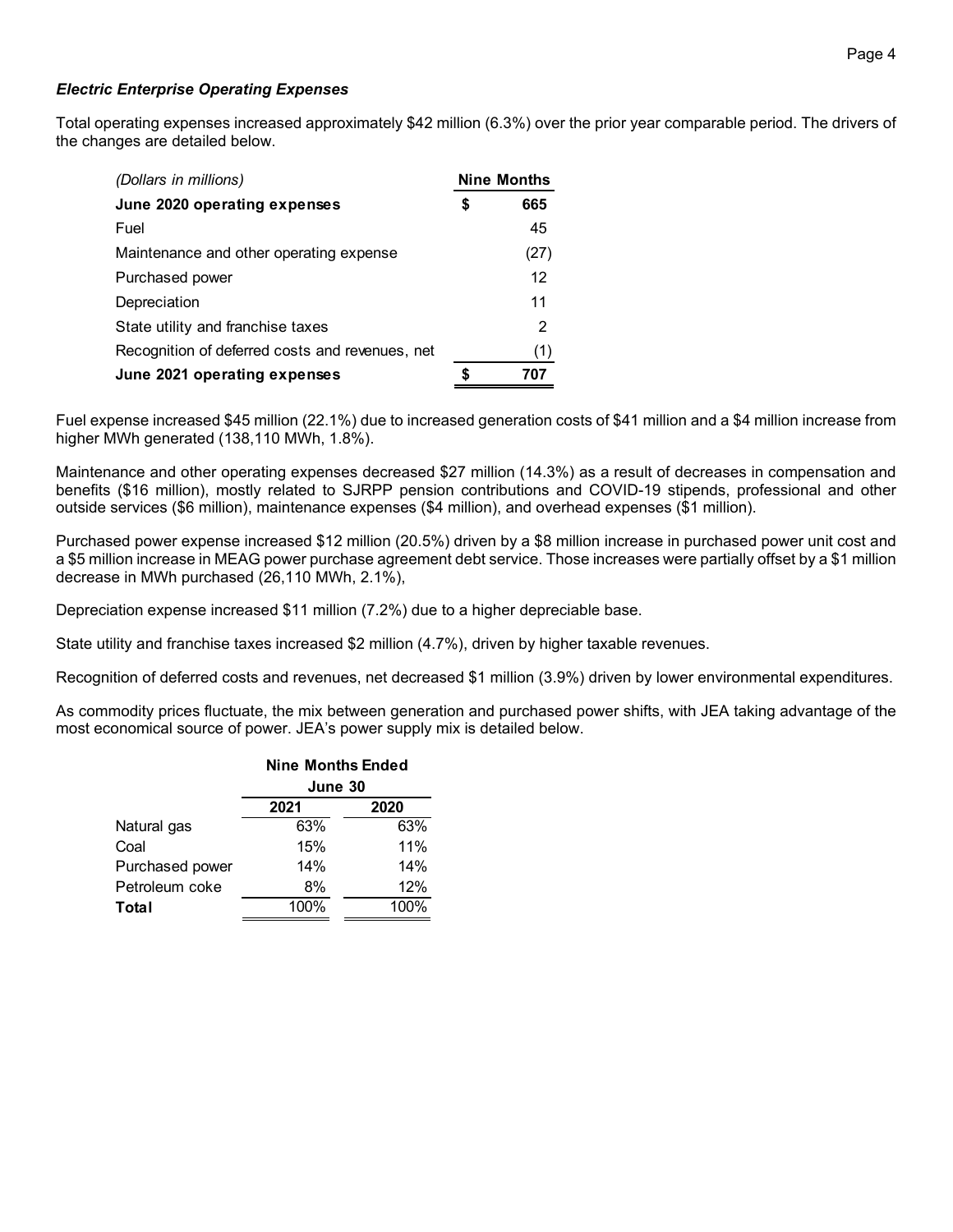### *Electric Enterprise Operating Expenses*

Total operating expenses increased approximately $42 million (6.3%) over the prior year comparable period. The drivers of the changes are detailed below.

| *(Dollars in millions)* | Nine Months |
|---|---|
| **June 2020 operating expenses** | **$ 665** |
| Fuel | 45 |
| Maintenance and other operating expense | (27) |
| Purchased power | 12 |
| Depreciation | 11 |
| State utility and franchise taxes | 2 |
| Recognition of deferred costs and revenues, net | (1) |
| **June 2021 operating expenses** | **$ 707** |

Fuel expense increased $45 million (22.1%) due to increased generation costs of $41 million and a $4 million increase from higher MWh generated (138,110 MWh, 1.8%).

Maintenance and other operating expenses decreased $27 million (14.3%) as a result of decreases in compensation and benefits ($16 million), mostly related to SJRPP pension contributions and COVID-19 stipends, professional and other outside services ($6 million), maintenance expenses ($4 million), and overhead expenses ($1 million).

Purchased power expense increased $12 million (20.5%) driven by a $8 million increase in purchased power unit cost and a $5 million increase in MEAG power purchase agreement debt service. Those increases were partially offset by a $1 million decrease in MWh purchased (26,110 MWh, 2.1%),

Depreciation expense increased $11 million (7.2%) due to a higher depreciable base.

State utility and franchise taxes increased $2 million (4.7%), driven by higher taxable revenues.

Recognition of deferred costs and revenues, net decreased $1 million (3.9%) driven by lower environmental expenditures.

As commodity prices fluctuate, the mix between generation and purchased power shifts, with JEA taking advantage of the most economical source of power. JEA's power supply mix is detailed below.

| | Nine Months Ended June 30 | |
|---|---|---|
| | 2021 | 2020 |
| Natural gas | 63% | 63% |
| Coal | 15% | 11% |
| Purchased power | 14% | 14% |
| Petroleum coke | 8% | 12% |
| **Total** | 100% | 100% |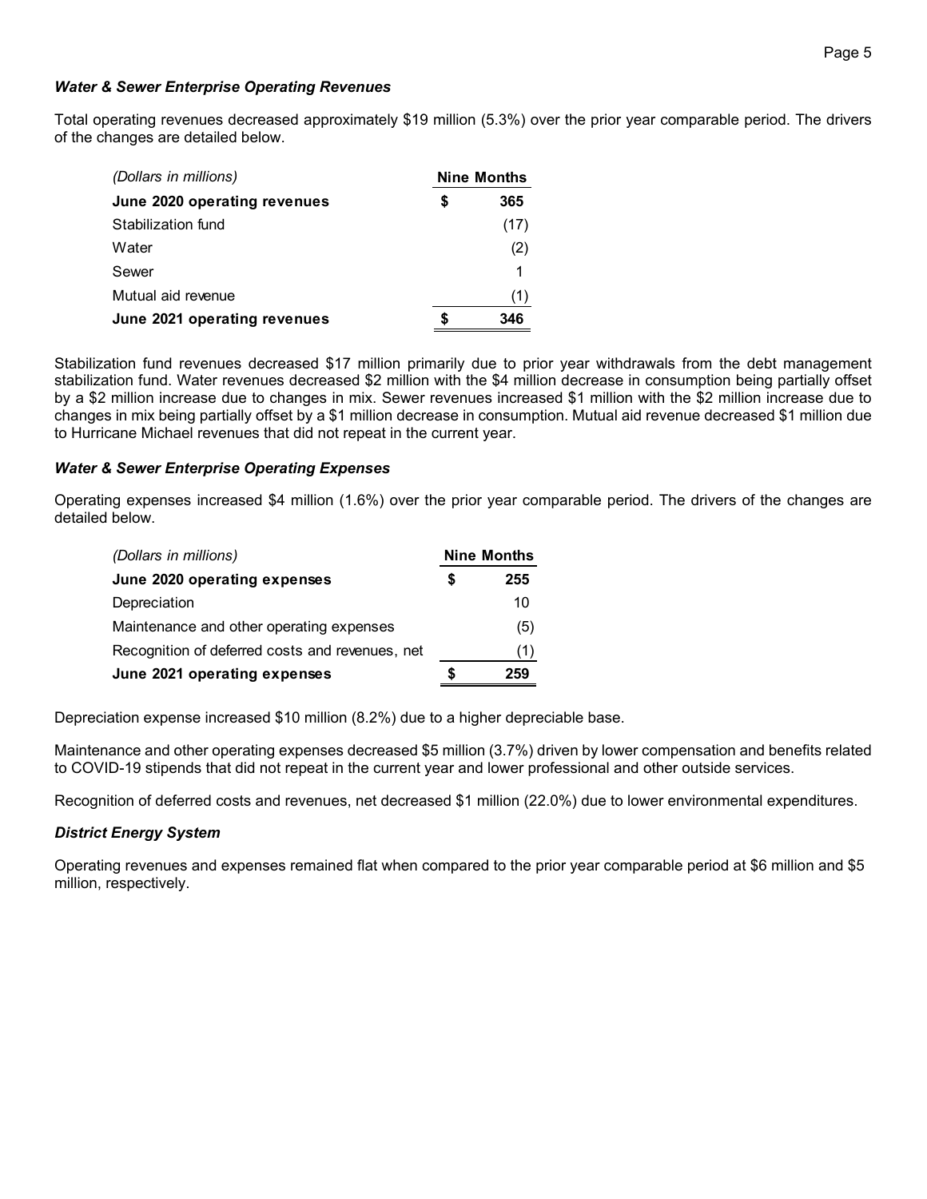***Water & Sewer Enterprise Operating Revenues***

Total operating revenues decreased approximately $19 million (5.3%) over the prior year comparable period. The drivers of the changes are detailed below.

| *(Dollars in millions)* | | Nine Months |
|---|---|---|
| **June 2020 operating revenues** | **$** | **365** |
| Stabilization fund | | (17) |
| Water | | (2) |
| Sewer | | 1 |
| Mutual aid revenue | | (1) |
| **June 2021 operating revenues** | **$** | **346** |

Stabilization fund revenues decreased $17 million primarily due to prior year withdrawals from the debt management stabilization fund. Water revenues decreased $2 million with the $4 million decrease in consumption being partially offset by a $2 million increase due to changes in mix. Sewer revenues increased $1 million with the $2 million increase due to changes in mix being partially offset by a $1 million decrease in consumption. Mutual aid revenue decreased $1 million due to Hurricane Michael revenues that did not repeat in the current year.

***Water & Sewer Enterprise Operating Expenses***

Operating expenses increased $4 million (1.6%) over the prior year comparable period. The drivers of the changes are detailed below.

| *(Dollars in millions)* | | Nine Months |
|---|---|---|
| **June 2020 operating expenses** | **$** | **255** |
| Depreciation | | 10 |
| Maintenance and other operating expenses | | (5) |
| Recognition of deferred costs and revenues, net | | (1) |
| **June 2021 operating expenses** | **$** | **259** |

Depreciation expense increased $10 million (8.2%) due to a higher depreciable base.

Maintenance and other operating expenses decreased $5 million (3.7%) driven by lower compensation and benefits related to COVID-19 stipends that did not repeat in the current year and lower professional and other outside services.

Recognition of deferred costs and revenues, net decreased $1 million (22.0%) due to lower environmental expenditures.

***District Energy System***

Operating revenues and expenses remained flat when compared to the prior year comparable period at $6 million and $5 million, respectively.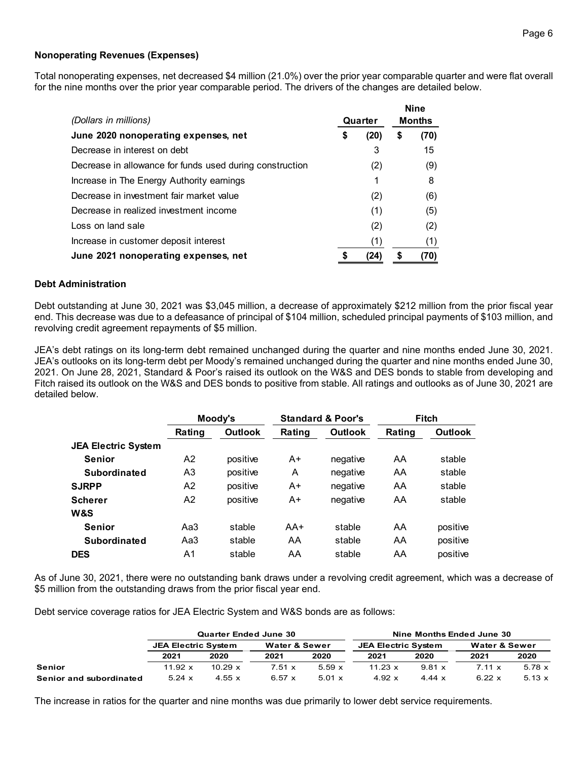### Nonoperating Revenues (Expenses)

Total nonoperating expenses, net decreased $4 million (21.0%) over the prior year comparable quarter and were flat overall for the nine months over the prior year comparable period. The drivers of the changes are detailed below.

| *(Dollars in millions)* | Quarter | Nine Months |
|---|---|---|
| **June 2020 nonoperating expenses, net** | **$ (20)** | **$ (70)** |
| Decrease in interest on debt | 3 | 15 |
| Decrease in allowance for funds used during construction | (2) | (9) |
| Increase in The Energy Authority earnings | 1 | 8 |
| Decrease in investment fair market value | (2) | (6) |
| Decrease in realized investment income | (1) | (5) |
| Loss on land sale | (2) | (2) |
| Increase in customer deposit interest | (1) | (1) |
| **June 2021 nonoperating expenses, net** | **$ (24)** | **$ (70)** |

### Debt Administration

Debt outstanding at June 30, 2021 was $3,045 million, a decrease of approximately $212 million from the prior fiscal year end. This decrease was due to a defeasance of principal of $104 million, scheduled principal payments of $103 million, and revolving credit agreement repayments of $5 million.

JEA's debt ratings on its long-term debt remained unchanged during the quarter and nine months ended June 30, 2021. JEA's outlooks on its long-term debt per Moody's remained unchanged during the quarter and nine months ended June 30, 2021. On June 28, 2021, Standard & Poor's raised its outlook on the W&S and DES bonds to stable from developing and Fitch raised its outlook on the W&S and DES bonds to positive from stable. All ratings and outlooks as of June 30, 2021 are detailed below.

| | Moody's | | Standard & Poor's | | Fitch | |
|---|---|---|---|---|---|---|
| | Rating | Outlook | Rating | Outlook | Rating | Outlook |
| **JEA Electric System** | | | | | | |
| **Senior** | A2 | positive | A+ | negative | AA | stable |
| **Subordinated** | A3 | positive | A | negative | AA | stable |
| **SJRPP** | A2 | positive | A+ | negative | AA | stable |
| **Scherer** | A2 | positive | A+ | negative | AA | stable |
| **W&S** | | | | | | |
| **Senior** | Aa3 | stable | AA+ | stable | AA | positive |
| **Subordinated** | Aa3 | stable | AA | stable | AA | positive |
| **DES** | A1 | stable | AA | stable | AA | positive |

As of June 30, 2021, there were no outstanding bank draws under a revolving credit agreement, which was a decrease of $5 million from the outstanding draws from the prior fiscal year end.

Debt service coverage ratios for JEA Electric System and W&S bonds are as follows:

| | Quarter Ended June 30 | | | | Nine Months Ended June 30 | | | |
|---|---|---|---|---|---|---|---|---|
| | JEA Electric System | | Water & Sewer | | JEA Electric System | | Water & Sewer | |
| | 2021 | 2020 | 2021 | 2020 | 2021 | 2020 | 2021 | 2020 |
| **Senior** | 11.92 x | 10.29 x | 7.51 x | 5.59 x | 11.23 x | 9.81 x | 7.11 x | 5.78 x |
| **Senior and subordinated** | 5.24 x | 4.55 x | 6.57 x | 5.01 x | 4.92 x | 4.44 x | 6.22 x | 5.13 x |

The increase in ratios for the quarter and nine months was due primarily to lower debt service requirements.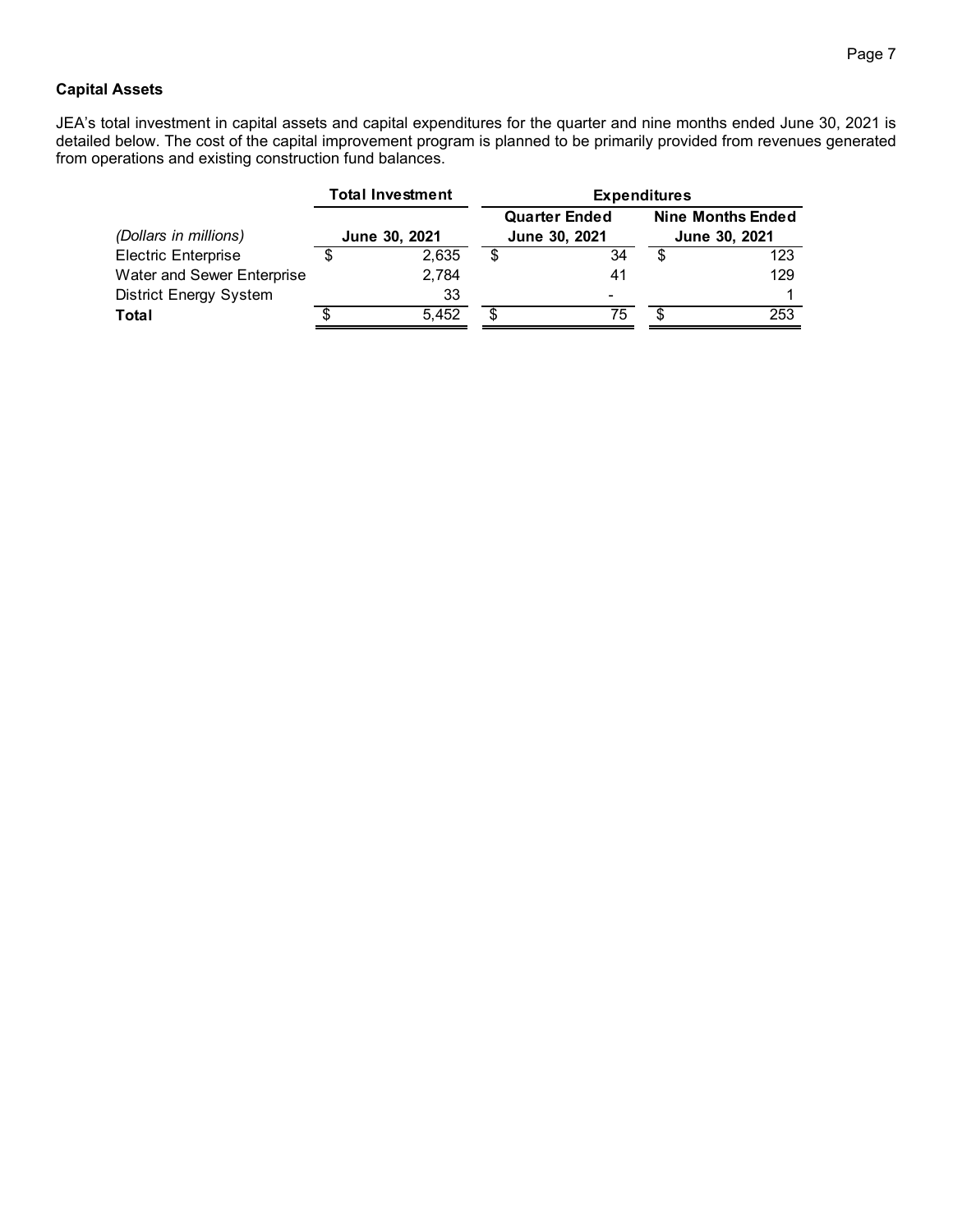## Capital Assets

JEA's total investment in capital assets and capital expenditures for the quarter and nine months ended June 30, 2021 is detailed below. The cost of the capital improvement program is planned to be primarily provided from revenues generated from operations and existing construction fund balances.

| | Total Investment | Expenditures | |
|---|---|---|---|
| | | Quarter Ended | Nine Months Ended |
| *(Dollars in millions)* | June 30, 2021 | June 30, 2021 | June 30, 2021 |
| Electric Enterprise | $ 2,635 | $ 34 | $ 123 |
| Water and Sewer Enterprise | 2,784 | 41 | 129 |
| District Energy System | 33 | - | 1 |
| **Total** | $ 5,452 | $ 75 | $ 253 |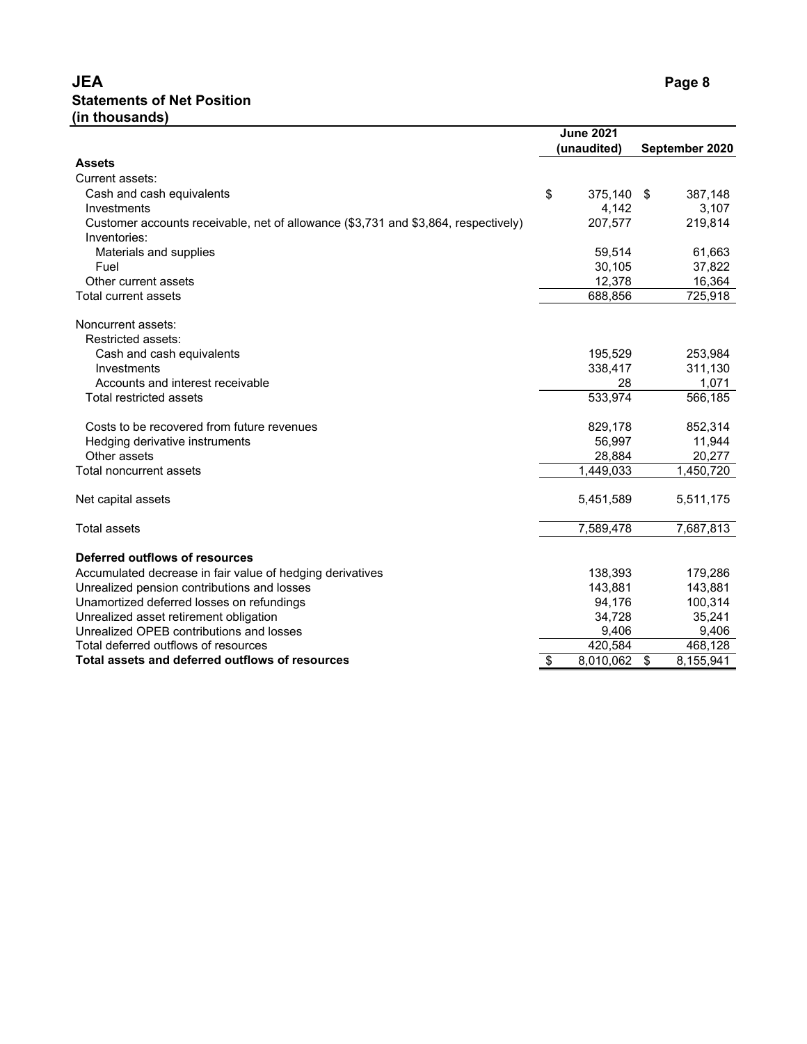# JEA

## Statements of Net Position

## (in thousands)

| | June 2021 (unaudited) | September 2020 |
|---|---|---|
| **Assets** | | |
| Current assets: | | |
| Cash and cash equivalents | $ 375,140 | $ 387,148 |
| Investments | 4,142 | 3,107 |
| Customer accounts receivable, net of allowance ($3,731 and $3,864, respectively) | 207,577 | 219,814 |
| Inventories: | | |
| Materials and supplies | 59,514 | 61,663 |
| Fuel | 30,105 | 37,822 |
| Other current assets | 12,378 | 16,364 |
| Total current assets | 688,856 | 725,918 |
| | | |
| Noncurrent assets: | | |
| Restricted assets: | | |
| Cash and cash equivalents | 195,529 | 253,984 |
| Investments | 338,417 | 311,130 |
| Accounts and interest receivable | 28 | 1,071 |
| Total restricted assets | 533,974 | 566,185 |
| | | |
| Costs to be recovered from future revenues | 829,178 | 852,314 |
| Hedging derivative instruments | 56,997 | 11,944 |
| Other assets | 28,884 | 20,277 |
| Total noncurrent assets | 1,449,033 | 1,450,720 |
| | | |
| Net capital assets | 5,451,589 | 5,511,175 |
| | | |
| Total assets | 7,589,478 | 7,687,813 |
| | | |
| **Deferred outflows of resources** | | |
| Accumulated decrease in fair value of hedging derivatives | 138,393 | 179,286 |
| Unrealized pension contributions and losses | 143,881 | 143,881 |
| Unamortized deferred losses on refundings | 94,176 | 100,314 |
| Unrealized asset retirement obligation | 34,728 | 35,241 |
| Unrealized OPEB contributions and losses | 9,406 | 9,406 |
| Total deferred outflows of resources | 420,584 | 468,128 |
| **Total assets and deferred outflows of resources** | $ 8,010,062 | $ 8,155,941 |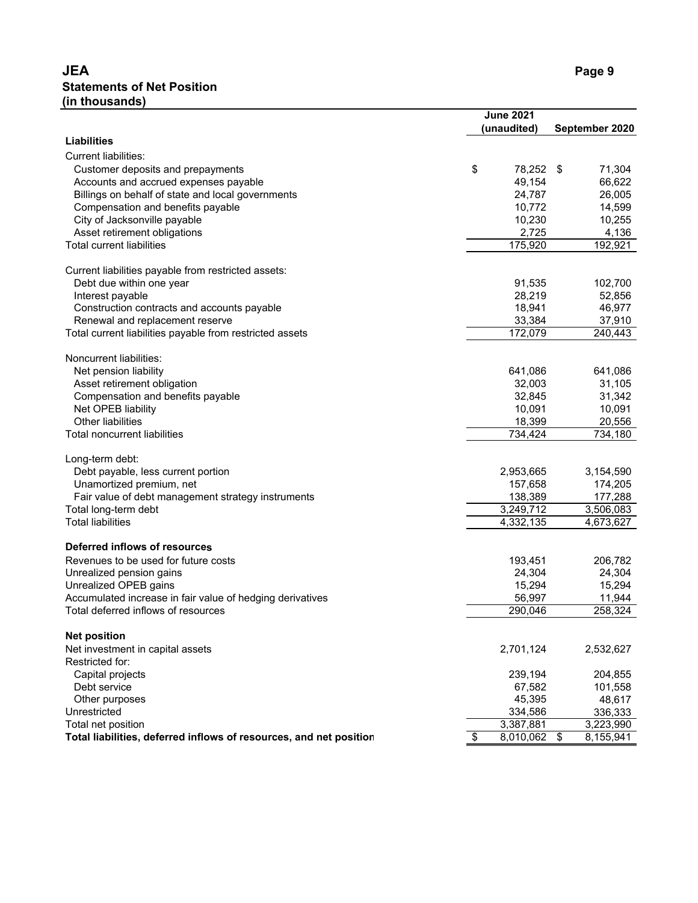# JEA
## Statements of Net Position
## (in thousands)

| | June 2021 (unaudited) | September 2020 |
|---|---|---|
| **Liabilities** | | |
| Current liabilities: | | |
| Customer deposits and prepayments | $ 78,252 | $ 71,304 |
| Accounts and accrued expenses payable | 49,154 | 66,622 |
| Billings on behalf of state and local governments | 24,787 | 26,005 |
| Compensation and benefits payable | 10,772 | 14,599 |
| City of Jacksonville payable | 10,230 | 10,255 |
| Asset retirement obligations | 2,725 | 4,136 |
| Total current liabilities | 175,920 | 192,921 |
| | | |
| Current liabilities payable from restricted assets: | | |
| Debt due within one year | 91,535 | 102,700 |
| Interest payable | 28,219 | 52,856 |
| Construction contracts and accounts payable | 18,941 | 46,977 |
| Renewal and replacement reserve | 33,384 | 37,910 |
| Total current liabilities payable from restricted assets | 172,079 | 240,443 |
| | | |
| Noncurrent liabilities: | | |
| Net pension liability | 641,086 | 641,086 |
| Asset retirement obligation | 32,003 | 31,105 |
| Compensation and benefits payable | 32,845 | 31,342 |
| Net OPEB liability | 10,091 | 10,091 |
| Other liabilities | 18,399 | 20,556 |
| Total noncurrent liabilities | 734,424 | 734,180 |
| | | |
| Long-term debt: | | |
| Debt payable, less current portion | 2,953,665 | 3,154,590 |
| Unamortized premium, net | 157,658 | 174,205 |
| Fair value of debt management strategy instruments | 138,389 | 177,288 |
| Total long-term debt | 3,249,712 | 3,506,083 |
| Total liabilities | 4,332,135 | 4,673,627 |
| | | |
| **Deferred inflows of resources** | | |
| Revenues to be used for future costs | 193,451 | 206,782 |
| Unrealized pension gains | 24,304 | 24,304 |
| Unrealized OPEB gains | 15,294 | 15,294 |
| Accumulated increase in fair value of hedging derivatives | 56,997 | 11,944 |
| Total deferred inflows of resources | 290,046 | 258,324 |
| | | |
| **Net position** | | |
| Net investment in capital assets | 2,701,124 | 2,532,627 |
| Restricted for: | | |
| Capital projects | 239,194 | 204,855 |
| Debt service | 67,582 | 101,558 |
| Other purposes | 45,395 | 48,617 |
| Unrestricted | 334,586 | 336,333 |
| Total net position | 3,387,881 | 3,223,990 |
| **Total liabilities, deferred inflows of resources, and net position** | $ 8,010,062 | $ 8,155,941 |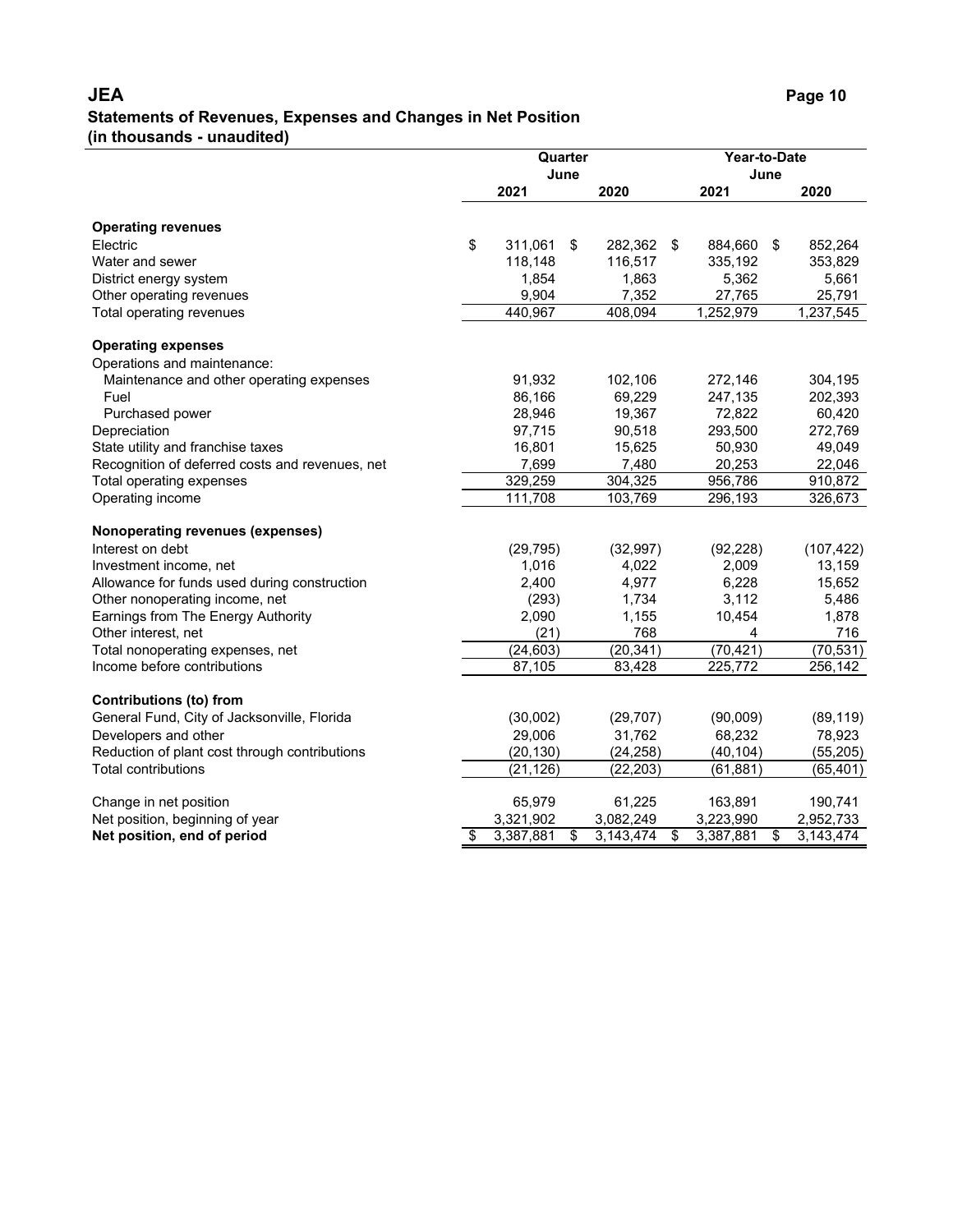## JEA

**Statements of Revenues, Expenses and Changes in Net Position**
**(in thousands - unaudited)**

| | Quarter June 2021 | Quarter June 2020 | Year-to-Date June 2021 | Year-to-Date June 2020 |
|---|---|---|---|---|
| **Operating revenues** | | | | |
| Electric | $ 311,061 | $ 282,362 | $ 884,660 | $ 852,264 |
| Water and sewer | 118,148 | 116,517 | 335,192 | 353,829 |
| District energy system | 1,854 | 1,863 | 5,362 | 5,661 |
| Other operating revenues | 9,904 | 7,352 | 27,765 | 25,791 |
| Total operating revenues | 440,967 | 408,094 | 1,252,979 | 1,237,545 |
| **Operating expenses** | | | | |
| Operations and maintenance: | | | | |
| Maintenance and other operating expenses | 91,932 | 102,106 | 272,146 | 304,195 |
| Fuel | 86,166 | 69,229 | 247,135 | 202,393 |
| Purchased power | 28,946 | 19,367 | 72,822 | 60,420 |
| Depreciation | 97,715 | 90,518 | 293,500 | 272,769 |
| State utility and franchise taxes | 16,801 | 15,625 | 50,930 | 49,049 |
| Recognition of deferred costs and revenues, net | 7,699 | 7,480 | 20,253 | 22,046 |
| Total operating expenses | 329,259 | 304,325 | 956,786 | 910,872 |
| Operating income | 111,708 | 103,769 | 296,193 | 326,673 |
| **Nonoperating revenues (expenses)** | | | | |
| Interest on debt | (29,795) | (32,997) | (92,228) | (107,422) |
| Investment income, net | 1,016 | 4,022 | 2,009 | 13,159 |
| Allowance for funds used during construction | 2,400 | 4,977 | 6,228 | 15,652 |
| Other nonoperating income, net | (293) | 1,734 | 3,112 | 5,486 |
| Earnings from The Energy Authority | 2,090 | 1,155 | 10,454 | 1,878 |
| Other interest, net | (21) | 768 | 4 | 716 |
| Total nonoperating expenses, net | (24,603) | (20,341) | (70,421) | (70,531) |
| Income before contributions | 87,105 | 83,428 | 225,772 | 256,142 |
| **Contributions (to) from** | | | | |
| General Fund, City of Jacksonville, Florida | (30,002) | (29,707) | (90,009) | (89,119) |
| Developers and other | 29,006 | 31,762 | 68,232 | 78,923 |
| Reduction of plant cost through contributions | (20,130) | (24,258) | (40,104) | (55,205) |
| Total contributions | (21,126) | (22,203) | (61,881) | (65,401) |
| Change in net position | 65,979 | 61,225 | 163,891 | 190,741 |
| Net position, beginning of year | 3,321,902 | 3,082,249 | 3,223,990 | 2,952,733 |
| **Net position, end of period** | $ 3,387,881 | $ 3,143,474 | $ 3,387,881 | $ 3,143,474 |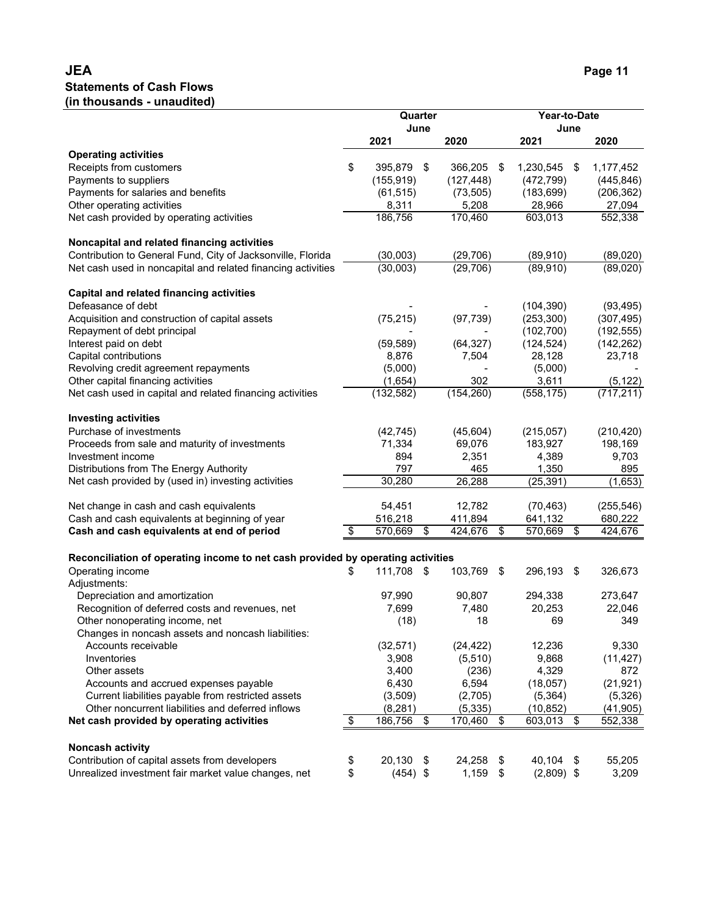## JEA
### Statements of Cash Flows
### (in thousands - unaudited)

| | Quarter June 2021 | Quarter June 2020 | Year-to-Date June 2021 | Year-to-Date June 2020 |
|---|---|---|---|---|
| **Operating activities** | | | | |
| Receipts from customers | $ 395,879 | $ 366,205 | $ 1,230,545 | $ 1,177,452 |
| Payments to suppliers | (155,919) | (127,448) | (472,799) | (445,846) |
| Payments for salaries and benefits | (61,515) | (73,505) | (183,699) | (206,362) |
| Other operating activities | 8,311 | 5,208 | 28,966 | 27,094 |
| Net cash provided by operating activities | 186,756 | 170,460 | 603,013 | 552,338 |
| **Noncapital and related financing activities** | | | | |
| Contribution to General Fund, City of Jacksonville, Florida | (30,003) | (29,706) | (89,910) | (89,020) |
| Net cash used in noncapital and related financing activities | (30,003) | (29,706) | (89,910) | (89,020) |
| **Capital and related financing activities** | | | | |
| Defeasance of debt | - | - | (104,390) | (93,495) |
| Acquisition and construction of capital assets | (75,215) | (97,739) | (253,300) | (307,495) |
| Repayment of debt principal | - | - | (102,700) | (192,555) |
| Interest paid on debt | (59,589) | (64,327) | (124,524) | (142,262) |
| Capital contributions | 8,876 | 7,504 | 28,128 | 23,718 |
| Revolving credit agreement repayments | (5,000) | - | (5,000) | - |
| Other capital financing activities | (1,654) | 302 | 3,611 | (5,122) |
| Net cash used in capital and related financing activities | (132,582) | (154,260) | (558,175) | (717,211) |
| **Investing activities** | | | | |
| Purchase of investments | (42,745) | (45,604) | (215,057) | (210,420) |
| Proceeds from sale and maturity of investments | 71,334 | 69,076 | 183,927 | 198,169 |
| Investment income | 894 | 2,351 | 4,389 | 9,703 |
| Distributions from The Energy Authority | 797 | 465 | 1,350 | 895 |
| Net cash provided by (used in) investing activities | 30,280 | 26,288 | (25,391) | (1,653) |
| Net change in cash and cash equivalents | 54,451 | 12,782 | (70,463) | (255,546) |
| Cash and cash equivalents at beginning of year | 516,218 | 411,894 | 641,132 | 680,222 |
| **Cash and cash equivalents at end of period** | $ 570,669 | $ 424,676 | $ 570,669 | $ 424,676 |
| **Reconciliation of operating income to net cash provided by operating activities** | | | | |
| Operating income | $ 111,708 | $ 103,769 | $ 296,193 | $ 326,673 |
| Adjustments: | | | | |
| Depreciation and amortization | 97,990 | 90,807 | 294,338 | 273,647 |
| Recognition of deferred costs and revenues, net | 7,699 | 7,480 | 20,253 | 22,046 |
| Other nonoperating income, net | (18) | 18 | 69 | 349 |
| Changes in noncash assets and noncash liabilities: | | | | |
| Accounts receivable | (32,571) | (24,422) | 12,236 | 9,330 |
| Inventories | 3,908 | (5,510) | 9,868 | (11,427) |
| Other assets | 3,400 | (236) | 4,329 | 872 |
| Accounts and accrued expenses payable | 6,430 | 6,594 | (18,057) | (21,921) |
| Current liabilities payable from restricted assets | (3,509) | (2,705) | (5,364) | (5,326) |
| Other noncurrent liabilities and deferred inflows | (8,281) | (5,335) | (10,852) | (41,905) |
| **Net cash provided by operating activities** | $ 186,756 | $ 170,460 | $ 603,013 | $ 552,338 |
| **Noncash activity** | | | | |
| Contribution of capital assets from developers | $ 20,130 | $ 24,258 | $ 40,104 | $ 55,205 |
| Unrealized investment fair market value changes, net | $ (454) | $ 1,159 | $ (2,809) | $ 3,209 |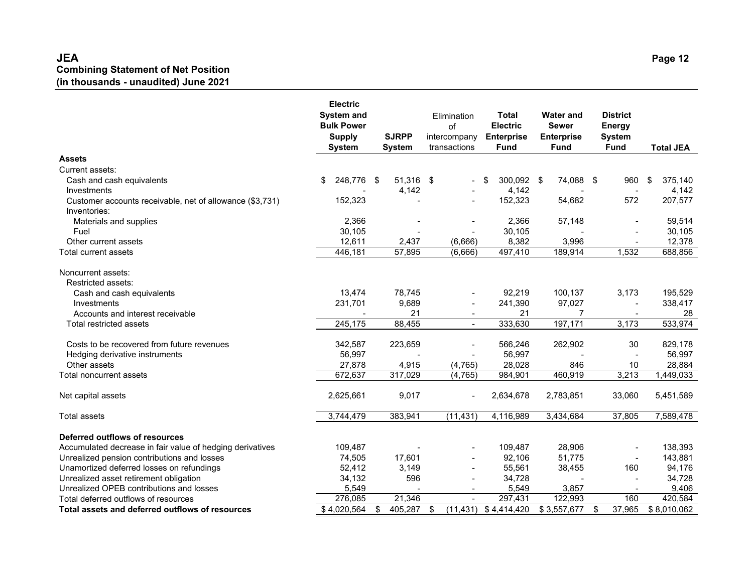## JEA
### Combining Statement of Net Position
### (in thousands - unaudited) June 2021

| | Electric System and Bulk Power Supply System | SJRPP System | Elimination of intercompany transactions | Total Electric Enterprise Fund | Water and Sewer Enterprise Fund | District Energy System Fund | Total JEA |
|---|---|---|---|---|---|---|---|
| **Assets** | | | | | | | |
| Current assets: | | | | | | | |
| Cash and cash equivalents | $ 248,776 | $ 51,316 | $ - | $ 300,092 | $ 74,088 | $ 960 | $ 375,140 |
| Investments | - | 4,142 | - | 4,142 | - | - | 4,142 |
| Customer accounts receivable, net of allowance ($3,731) | 152,323 | - | - | 152,323 | 54,682 | 572 | 207,577 |
| Inventories: | | | | | | | |
| Materials and supplies | 2,366 | - | - | 2,366 | 57,148 | - | 59,514 |
| Fuel | 30,105 | - | - | 30,105 | - | - | 30,105 |
| Other current assets | 12,611 | 2,437 | (6,666) | 8,382 | 3,996 | - | 12,378 |
| Total current assets | 446,181 | 57,895 | (6,666) | 497,410 | 189,914 | 1,532 | 688,856 |
| | | | | | | | |
| Noncurrent assets: | | | | | | | |
| Restricted assets: | | | | | | | |
| Cash and cash equivalents | 13,474 | 78,745 | - | 92,219 | 100,137 | 3,173 | 195,529 |
| Investments | 231,701 | 9,689 | - | 241,390 | 97,027 | - | 338,417 |
| Accounts and interest receivable | - | 21 | - | 21 | 7 | - | 28 |
| Total restricted assets | 245,175 | 88,455 | - | 333,630 | 197,171 | 3,173 | 533,974 |
| | | | | | | | |
| Costs to be recovered from future revenues | 342,587 | 223,659 | - | 566,246 | 262,902 | 30 | 829,178 |
| Hedging derivative instruments | 56,997 | - | - | 56,997 | - | - | 56,997 |
| Other assets | 27,878 | 4,915 | (4,765) | 28,028 | 846 | 10 | 28,884 |
| Total noncurrent assets | 672,637 | 317,029 | (4,765) | 984,901 | 460,919 | 3,213 | 1,449,033 |
| | | | | | | | |
| Net capital assets | 2,625,661 | 9,017 | - | 2,634,678 | 2,783,851 | 33,060 | 5,451,589 |
| | | | | | | | |
| Total assets | 3,744,479 | 383,941 | (11,431) | 4,116,989 | 3,434,684 | 37,805 | 7,589,478 |
| | | | | | | | |
| **Deferred outflows of resources** | | | | | | | |
| Accumulated decrease in fair value of hedging derivatives | 109,487 | - | - | 109,487 | 28,906 | - | 138,393 |
| Unrealized pension contributions and losses | 74,505 | 17,601 | - | 92,106 | 51,775 | - | 143,881 |
| Unamortized deferred losses on refundings | 52,412 | 3,149 | - | 55,561 | 38,455 | 160 | 94,176 |
| Unrealized asset retirement obligation | 34,132 | 596 | - | 34,728 | - | - | 34,728 |
| Unrealized OPEB contributions and losses | 5,549 | - | - | 5,549 | 3,857 | - | 9,406 |
| Total deferred outflows of resources | 276,085 | 21,346 | - | 297,431 | 122,993 | 160 | 420,584 |
| **Total assets and deferred outflows of resources** | $ 4,020,564 | $ 405,287 | $ (11,431) | $ 4,414,420 | $ 3,557,677 | $ 37,965 | $ 8,010,062 |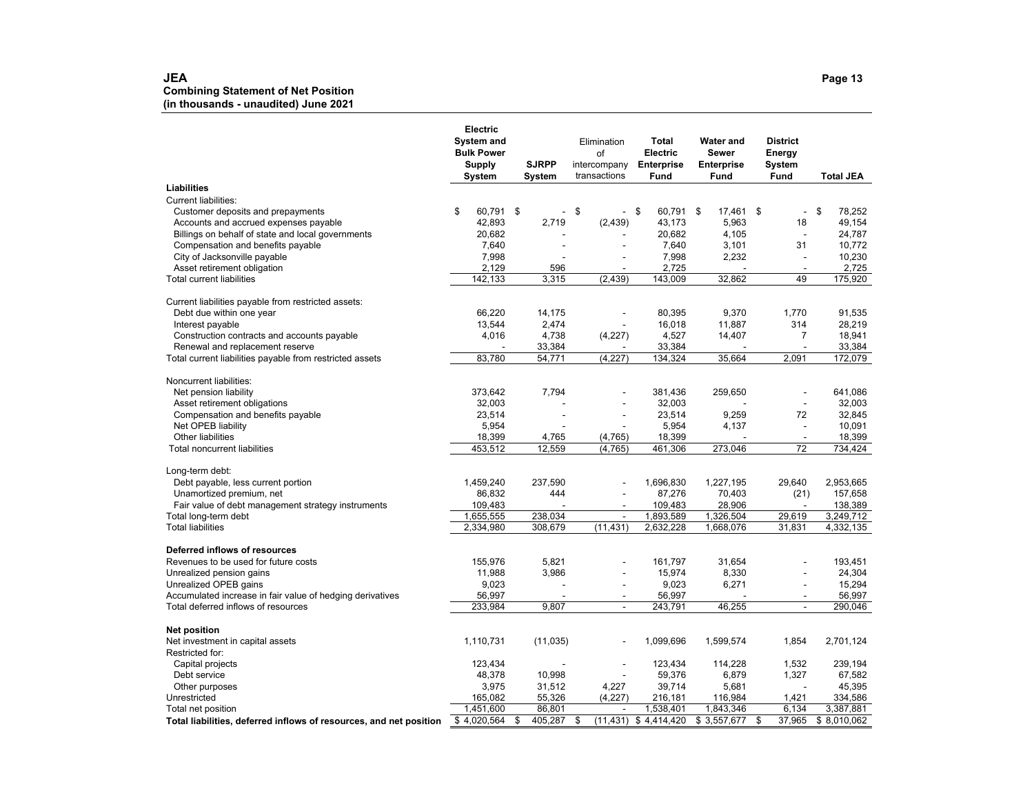**JEA**
**Combining Statement of Net Position**
**(in thousands - unaudited) June 2021**

| | Electric System and Bulk Power Supply System | SJRPP System | Elimination of intercompany transactions | Total Electric Enterprise Fund | Water and Sewer Enterprise Fund | District Energy System Fund | Total JEA |
|---|---|---|---|---|---|---|---|
| **Liabilities** | | | | | | | |
| Current liabilities: | | | | | | | |
| Customer deposits and prepayments | $ 60,791 | $ - | $ - | $ 60,791 | $ 17,461 | $ - | $ 78,252 |
| Accounts and accrued expenses payable | 42,893 | 2,719 | (2,439) | 43,173 | 5,963 | 18 | 49,154 |
| Billings on behalf of state and local governments | 20,682 | - | - | 20,682 | 4,105 | - | 24,787 |
| Compensation and benefits payable | 7,640 | - | - | 7,640 | 3,101 | 31 | 10,772 |
| City of Jacksonville payable | 7,998 | - | - | 7,998 | 2,232 | - | 10,230 |
| Asset retirement obligation | 2,129 | 596 | - | 2,725 | - | - | 2,725 |
| Total current liabilities | 142,133 | 3,315 | (2,439) | 143,009 | 32,862 | 49 | 175,920 |
| Current liabilities payable from restricted assets: | | | | | | | |
| Debt due within one year | 66,220 | 14,175 | - | 80,395 | 9,370 | 1,770 | 91,535 |
| Interest payable | 13,544 | 2,474 | - | 16,018 | 11,887 | 314 | 28,219 |
| Construction contracts and accounts payable | 4,016 | 4,738 | (4,227) | 4,527 | 14,407 | 7 | 18,941 |
| Renewal and replacement reserve | - | 33,384 | - | 33,384 | - | - | 33,384 |
| Total current liabilities payable from restricted assets | 83,780 | 54,771 | (4,227) | 134,324 | 35,664 | 2,091 | 172,079 |
| Noncurrent liabilities: | | | | | | | |
| Net pension liability | 373,642 | 7,794 | - | 381,436 | 259,650 | - | 641,086 |
| Asset retirement obligations | 32,003 | - | - | 32,003 | - | - | 32,003 |
| Compensation and benefits payable | 23,514 | - | - | 23,514 | 9,259 | 72 | 32,845 |
| Net OPEB liability | 5,954 | - | - | 5,954 | 4,137 | - | 10,091 |
| Other liabilities | 18,399 | 4,765 | (4,765) | 18,399 | - | - | 18,399 |
| Total noncurrent liabilities | 453,512 | 12,559 | (4,765) | 461,306 | 273,046 | 72 | 734,424 |
| Long-term debt: | | | | | | | |
| Debt payable, less current portion | 1,459,240 | 237,590 | - | 1,696,830 | 1,227,195 | 29,640 | 2,953,665 |
| Unamortized premium, net | 86,832 | 444 | - | 87,276 | 70,403 | (21) | 157,658 |
| Fair value of debt management strategy instruments | 109,483 | - | - | 109,483 | 28,906 | - | 138,389 |
| Total long-term debt | 1,655,555 | 238,034 | - | 1,893,589 | 1,326,504 | 29,619 | 3,249,712 |
| Total liabilities | 2,334,980 | 308,679 | (11,431) | 2,632,228 | 1,668,076 | 31,831 | 4,332,135 |
| **Deferred inflows of resources** | | | | | | | |
| Revenues to be used for future costs | 155,976 | 5,821 | - | 161,797 | 31,654 | - | 193,451 |
| Unrealized pension gains | 11,988 | 3,986 | - | 15,974 | 8,330 | - | 24,304 |
| Unrealized OPEB gains | 9,023 | - | - | 9,023 | 6,271 | - | 15,294 |
| Accumulated increase in fair value of hedging derivatives | 56,997 | - | - | 56,997 | - | - | 56,997 |
| Total deferred inflows of resources | 233,984 | 9,807 | - | 243,791 | 46,255 | - | 290,046 |
| **Net position** | | | | | | | |
| Net investment in capital assets | 1,110,731 | (11,035) | - | 1,099,696 | 1,599,574 | 1,854 | 2,701,124 |
| Restricted for: | | | | | | | |
| Capital projects | 123,434 | - | - | 123,434 | 114,228 | 1,532 | 239,194 |
| Debt service | 48,378 | 10,998 | - | 59,376 | 6,879 | 1,327 | 67,582 |
| Other purposes | 3,975 | 31,512 | 4,227 | 39,714 | 5,681 | - | 45,395 |
| Unrestricted | 165,082 | 55,326 | (4,227) | 216,181 | 116,984 | 1,421 | 334,586 |
| Total net position | 1,451,600 | 86,801 | - | 1,538,401 | 1,843,346 | 6,134 | 3,387,881 |
| **Total liabilities, deferred inflows of resources, and net position** | $ 4,020,564 | $ 405,287 | $ (11,431) | $ 4,414,420 | $ 3,557,677 | $ 37,965 | $ 8,010,062 |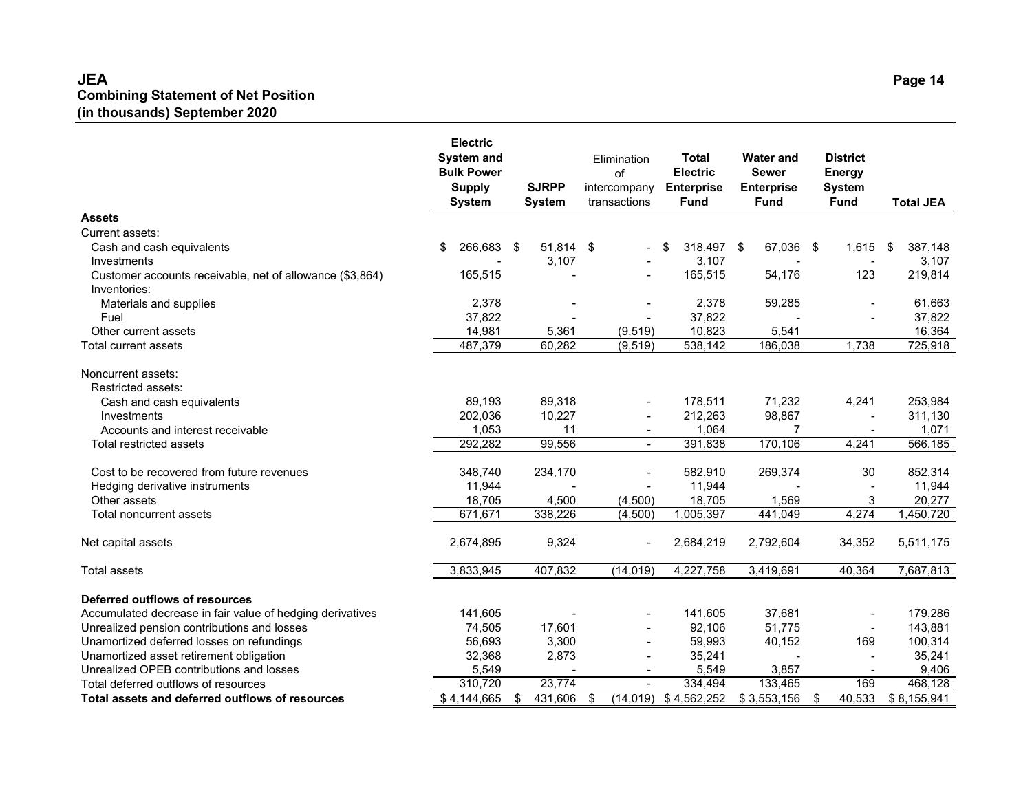# JEA

## Combining Statement of Net Position
## (in thousands) September 2020

| | Electric System and Bulk Power Supply System | SJRPP System | Elimination of intercompany transactions | Total Electric Enterprise Fund | Water and Sewer Enterprise Fund | District Energy System Fund | Total JEA |
|---|---|---|---|---|---|---|---|
| **Assets** | | | | | | | |
| Current assets: | | | | | | | |
| Cash and cash equivalents | $ 266,683 | $ 51,814 | $ - | $ 318,497 | $ 67,036 | $ 1,615 | $ 387,148 |
| Investments | - | 3,107 | - | 3,107 | - | - | 3,107 |
| Customer accounts receivable, net of allowance ($3,864) | 165,515 | - | - | 165,515 | 54,176 | 123 | 219,814 |
| Inventories: | | | | | | | |
| Materials and supplies | 2,378 | - | - | 2,378 | 59,285 | - | 61,663 |
| Fuel | 37,822 | - | - | 37,822 | - | - | 37,822 |
| Other current assets | 14,981 | 5,361 | (9,519) | 10,823 | 5,541 | | 16,364 |
| Total current assets | 487,379 | 60,282 | (9,519) | 538,142 | 186,038 | 1,738 | 725,918 |
| Noncurrent assets: | | | | | | | |
| Restricted assets: | | | | | | | |
| Cash and cash equivalents | 89,193 | 89,318 | - | 178,511 | 71,232 | 4,241 | 253,984 |
| Investments | 202,036 | 10,227 | - | 212,263 | 98,867 | - | 311,130 |
| Accounts and interest receivable | 1,053 | 11 | - | 1,064 | 7 | - | 1,071 |
| Total restricted assets | 292,282 | 99,556 | - | 391,838 | 170,106 | 4,241 | 566,185 |
| Cost to be recovered from future revenues | 348,740 | 234,170 | - | 582,910 | 269,374 | 30 | 852,314 |
| Hedging derivative instruments | 11,944 | - | - | 11,944 | - | - | 11,944 |
| Other assets | 18,705 | 4,500 | (4,500) | 18,705 | 1,569 | 3 | 20,277 |
| Total noncurrent assets | 671,671 | 338,226 | (4,500) | 1,005,397 | 441,049 | 4,274 | 1,450,720 |
| Net capital assets | 2,674,895 | 9,324 | - | 2,684,219 | 2,792,604 | 34,352 | 5,511,175 |
| Total assets | 3,833,945 | 407,832 | (14,019) | 4,227,758 | 3,419,691 | 40,364 | 7,687,813 |
| **Deferred outflows of resources** | | | | | | | |
| Accumulated decrease in fair value of hedging derivatives | 141,605 | - | - | 141,605 | 37,681 | - | 179,286 |
| Unrealized pension contributions and losses | 74,505 | 17,601 | - | 92,106 | 51,775 | - | 143,881 |
| Unamortized deferred losses on refundings | 56,693 | 3,300 | - | 59,993 | 40,152 | 169 | 100,314 |
| Unamortized asset retirement obligation | 32,368 | 2,873 | - | 35,241 | - | - | 35,241 |
| Unrealized OPEB contributions and losses | 5,549 | - | - | 5,549 | 3,857 | - | 9,406 |
| Total deferred outflows of resources | 310,720 | 23,774 | - | 334,494 | 133,465 | 169 | 468,128 |
| **Total assets and deferred outflows of resources** | $ 4,144,665 | $ 431,606 | $ (14,019) | $ 4,562,252 | $ 3,553,156 | $ 40,533 | $ 8,155,941 |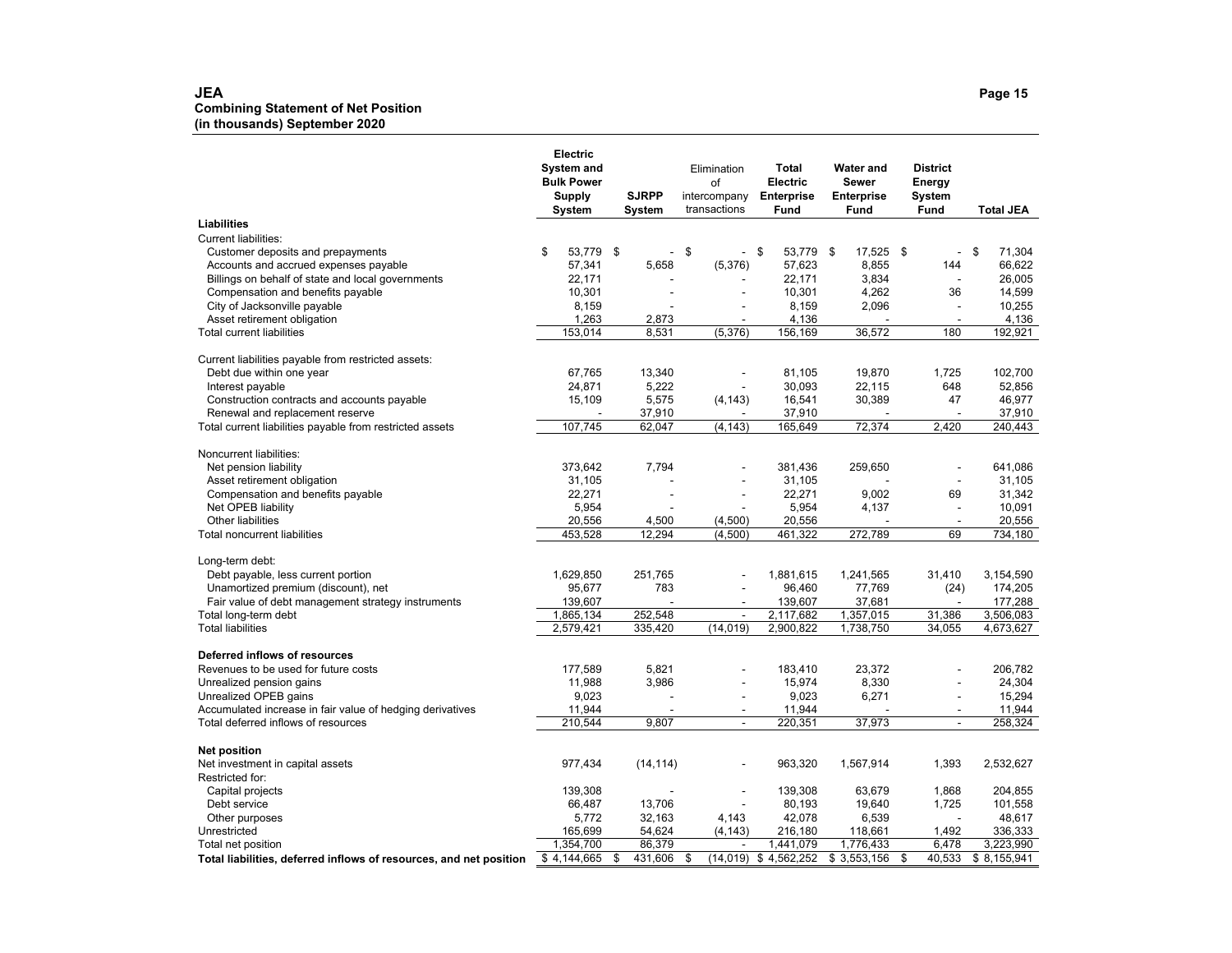# JEA

## Combining Statement of Net Position

## (in thousands) September 2020

| | Electric System and Bulk Power Supply System | SJRPP System | Elimination of intercompany transactions | Total Electric Enterprise Fund | Water and Sewer Enterprise Fund | District Energy System Fund | Total JEA |
|---|---|---|---|---|---|---|---|
| **Liabilities** | | | | | | | |
| Current liabilities: | | | | | | | |
| Customer deposits and prepayments | $ 53,779 | $ - | $ - | $ 53,779 | $ 17,525 | $ - | $ 71,304 |
| Accounts and accrued expenses payable | 57,341 | 5,658 | (5,376) | 57,623 | 8,855 | 144 | 66,622 |
| Billings on behalf of state and local governments | 22,171 | - | - | 22,171 | 3,834 | - | 26,005 |
| Compensation and benefits payable | 10,301 | - | - | 10,301 | 4,262 | 36 | 14,599 |
| City of Jacksonville payable | 8,159 | - | - | 8,159 | 2,096 | - | 10,255 |
| Asset retirement obligation | 1,263 | 2,873 | - | 4,136 | - | - | 4,136 |
| Total current liabilities | 153,014 | 8,531 | (5,376) | 156,169 | 36,572 | 180 | 192,921 |
| Current liabilities payable from restricted assets: | | | | | | | |
| Debt due within one year | 67,765 | 13,340 | - | 81,105 | 19,870 | 1,725 | 102,700 |
| Interest payable | 24,871 | 5,222 | - | 30,093 | 22,115 | 648 | 52,856 |
| Construction contracts and accounts payable | 15,109 | 5,575 | (4,143) | 16,541 | 30,389 | 47 | 46,977 |
| Renewal and replacement reserve | - | 37,910 | - | 37,910 | - | - | 37,910 |
| Total current liabilities payable from restricted assets | 107,745 | 62,047 | (4,143) | 165,649 | 72,374 | 2,420 | 240,443 |
| Noncurrent liabilities: | | | | | | | |
| Net pension liability | 373,642 | 7,794 | - | 381,436 | 259,650 | - | 641,086 |
| Asset retirement obligation | 31,105 | - | - | 31,105 | - | - | 31,105 |
| Compensation and benefits payable | 22,271 | - | - | 22,271 | 9,002 | 69 | 31,342 |
| Net OPEB liability | 5,954 | - | - | 5,954 | 4,137 | - | 10,091 |
| Other liabilities | 20,556 | 4,500 | (4,500) | 20,556 | - | - | 20,556 |
| Total noncurrent liabilities | 453,528 | 12,294 | (4,500) | 461,322 | 272,789 | 69 | 734,180 |
| Long-term debt: | | | | | | | |
| Debt payable, less current portion | 1,629,850 | 251,765 | - | 1,881,615 | 1,241,565 | 31,410 | 3,154,590 |
| Unamortized premium (discount), net | 95,677 | 783 | - | 96,460 | 77,769 | (24) | 174,205 |
| Fair value of debt management strategy instruments | 139,607 | - | - | 139,607 | 37,681 | - | 177,288 |
| Total long-term debt | 1,865,134 | 252,548 | - | 2,117,682 | 1,357,015 | 31,386 | 3,506,083 |
| Total liabilities | 2,579,421 | 335,420 | (14,019) | 2,900,822 | 1,738,750 | 34,055 | 4,673,627 |
| **Deferred inflows of resources** | | | | | | | |
| Revenues to be used for future costs | 177,589 | 5,821 | - | 183,410 | 23,372 | - | 206,782 |
| Unrealized pension gains | 11,988 | 3,986 | - | 15,974 | 8,330 | - | 24,304 |
| Unrealized OPEB gains | 9,023 | - | - | 9,023 | 6,271 | - | 15,294 |
| Accumulated increase in fair value of hedging derivatives | 11,944 | - | - | 11,944 | - | - | 11,944 |
| Total deferred inflows of resources | 210,544 | 9,807 | - | 220,351 | 37,973 | - | 258,324 |
| **Net position** | | | | | | | |
| Net investment in capital assets | 977,434 | (14,114) | - | 963,320 | 1,567,914 | 1,393 | 2,532,627 |
| Restricted for: | | | | | | | |
| Capital projects | 139,308 | - | - | 139,308 | 63,679 | 1,868 | 204,855 |
| Debt service | 66,487 | 13,706 | - | 80,193 | 19,640 | 1,725 | 101,558 |
| Other purposes | 5,772 | 32,163 | 4,143 | 42,078 | 6,539 | - | 48,617 |
| Unrestricted | 165,699 | 54,624 | (4,143) | 216,180 | 118,661 | 1,492 | 336,333 |
| Total net position | 1,354,700 | 86,379 | - | 1,441,079 | 1,776,433 | 6,478 | 3,223,990 |
| **Total liabilities, deferred inflows of resources, and net position** | $ 4,144,665 | $ 431,606 | $ (14,019) | $ 4,562,252 | $ 3,553,156 | $ 40,533 | $ 8,155,941 |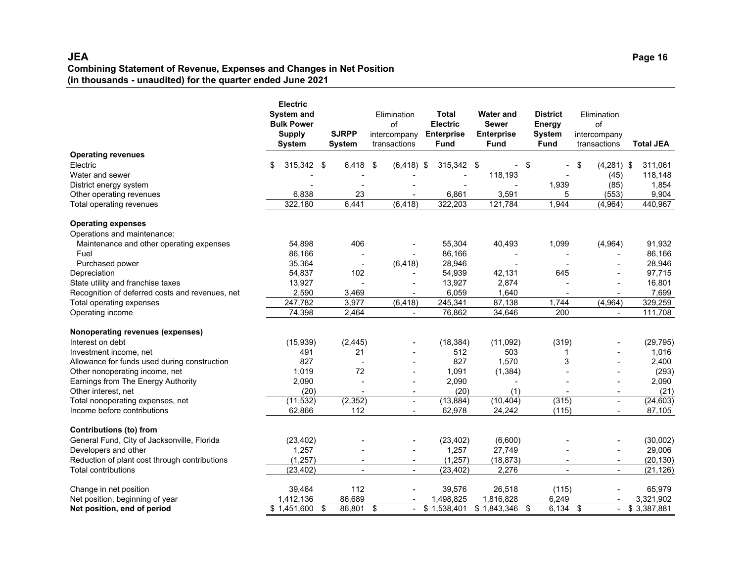# JEA

## Combining Statement of Revenue, Expenses and Changes in Net Position
### (in thousands - unaudited) for the quarter ended June 2021

| | Electric System and Bulk Power Supply System | SJRPP System | Elimination of intercompany transactions | Total Electric Enterprise Fund | Water and Sewer Enterprise Fund | District Energy System Fund | Elimination of intercompany transactions | Total JEA |
|---|---|---|---|---|---|---|---|---|
| **Operating revenues** | | | | | | | | |
| Electric | $ 315,342 | $ 6,418 | $ (6,418) | $ 315,342 | $ - | $ - | $ (4,281) | $ 311,061 |
| Water and sewer | - | - | - | - | 118,193 | - | (45) | 118,148 |
| District energy system | - | - | - | - | - | 1,939 | (85) | 1,854 |
| Other operating revenues | 6,838 | 23 | - | 6,861 | 3,591 | 5 | (553) | 9,904 |
| Total operating revenues | 322,180 | 6,441 | (6,418) | 322,203 | 121,784 | 1,944 | (4,964) | 440,967 |
| **Operating expenses** | | | | | | | | |
| Operations and maintenance: | | | | | | | | |
| Maintenance and other operating expenses | 54,898 | 406 | - | 55,304 | 40,493 | 1,099 | (4,964) | 91,932 |
| Fuel | 86,166 | - | - | 86,166 | - | - | - | 86,166 |
| Purchased power | 35,364 | - | (6,418) | 28,946 | - | - | - | 28,946 |
| Depreciation | 54,837 | 102 | - | 54,939 | 42,131 | 645 | - | 97,715 |
| State utility and franchise taxes | 13,927 | - | - | 13,927 | 2,874 | - | - | 16,801 |
| Recognition of deferred costs and revenues, net | 2,590 | 3,469 | - | 6,059 | 1,640 | - | - | 7,699 |
| Total operating expenses | 247,782 | 3,977 | (6,418) | 245,341 | 87,138 | 1,744 | (4,964) | 329,259 |
| Operating income | 74,398 | 2,464 | - | 76,862 | 34,646 | 200 | - | 111,708 |
| **Nonoperating revenues (expenses)** | | | | | | | | |
| Interest on debt | (15,939) | (2,445) | - | (18,384) | (11,092) | (319) | - | (29,795) |
| Investment income, net | 491 | 21 | - | 512 | 503 | 1 | - | 1,016 |
| Allowance for funds used during construction | 827 | - | - | 827 | 1,570 | 3 | - | 2,400 |
| Other nonoperating income, net | 1,019 | 72 | - | 1,091 | (1,384) | - | - | (293) |
| Earnings from The Energy Authority | 2,090 | - | - | 2,090 | - | - | - | 2,090 |
| Other interest, net | (20) | - | - | (20) | (1) | - | - | (21) |
| Total nonoperating expenses, net | (11,532) | (2,352) | - | (13,884) | (10,404) | (315) | - | (24,603) |
| Income before contributions | 62,866 | 112 | - | 62,978 | 24,242 | (115) | - | 87,105 |
| **Contributions (to) from** | | | | | | | | |
| General Fund, City of Jacksonville, Florida | (23,402) | - | - | (23,402) | (6,600) | - | - | (30,002) |
| Developers and other | 1,257 | - | - | 1,257 | 27,749 | - | - | 29,006 |
| Reduction of plant cost through contributions | (1,257) | - | - | (1,257) | (18,873) | - | - | (20,130) |
| Total contributions | (23,402) | - | - | (23,402) | 2,276 | - | - | (21,126) |
| Change in net position | 39,464 | 112 | - | 39,576 | 26,518 | (115) | - | 65,979 |
| Net position, beginning of year | 1,412,136 | 86,689 | - | 1,498,825 | 1,816,828 | 6,249 | - | 3,321,902 |
| **Net position, end of period** | $ 1,451,600 | $ 86,801 | $ - | $ 1,538,401 | $ 1,843,346 | $ 6,134 | $ - | $ 3,387,881 |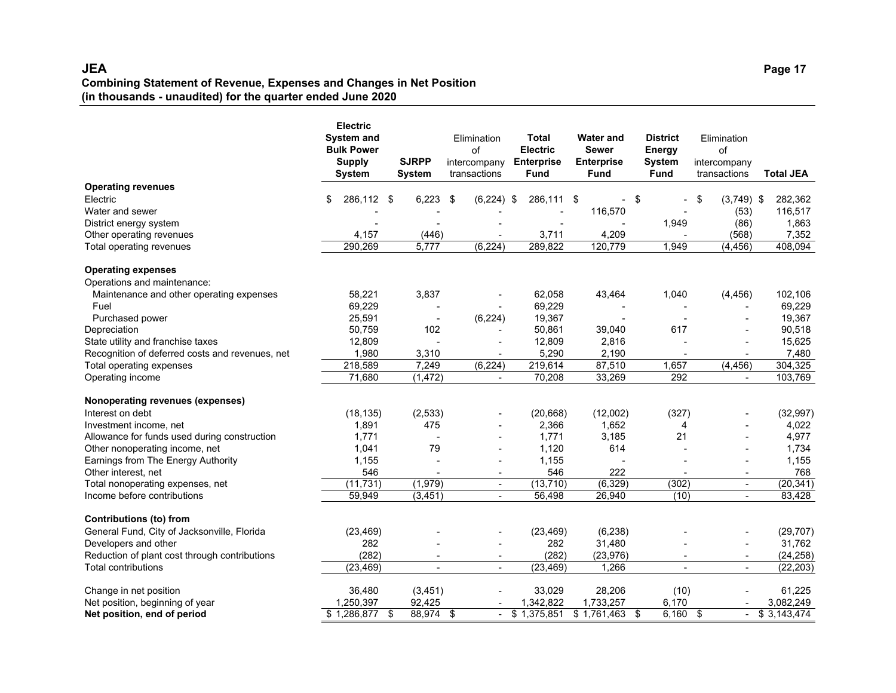## JEA

### Combining Statement of Revenue, Expenses and Changes in Net Position
### (in thousands - unaudited) for the quarter ended June 2020

| | Electric System and Bulk Power Supply System | SJRPP System | Elimination of intercompany transactions | Total Electric Enterprise Fund | Water and Sewer Enterprise Fund | District Energy System Fund | Elimination of intercompany transactions | Total JEA |
|---|---|---|---|---|---|---|---|---|
| **Operating revenues** | | | | | | | | |
| Electric | $ 286,112 | $ 6,223 | $ (6,224) | $ 286,111 | $ - | $ - | $ (3,749) | $ 282,362 |
| Water and sewer | - | - | - | - | 116,570 | - | (53) | 116,517 |
| District energy system | - | - | - | - | - | 1,949 | (86) | 1,863 |
| Other operating revenues | 4,157 | (446) | - | 3,711 | 4,209 | - | (568) | 7,352 |
| Total operating revenues | 290,269 | 5,777 | (6,224) | 289,822 | 120,779 | 1,949 | (4,456) | 408,094 |
| **Operating expenses** | | | | | | | | |
| Operations and maintenance: | | | | | | | | |
| Maintenance and other operating expenses | 58,221 | 3,837 | - | 62,058 | 43,464 | 1,040 | (4,456) | 102,106 |
| Fuel | 69,229 | - | - | 69,229 | - | - | - | 69,229 |
| Purchased power | 25,591 | - | (6,224) | 19,367 | - | - | - | 19,367 |
| Depreciation | 50,759 | 102 | - | 50,861 | 39,040 | 617 | - | 90,518 |
| State utility and franchise taxes | 12,809 | - | - | 12,809 | 2,816 | - | - | 15,625 |
| Recognition of deferred costs and revenues, net | 1,980 | 3,310 | - | 5,290 | 2,190 | - | - | 7,480 |
| Total operating expenses | 218,589 | 7,249 | (6,224) | 219,614 | 87,510 | 1,657 | (4,456) | 304,325 |
| Operating income | 71,680 | (1,472) | - | 70,208 | 33,269 | 292 | - | 103,769 |
| **Nonoperating revenues (expenses)** | | | | | | | | |
| Interest on debt | (18,135) | (2,533) | - | (20,668) | (12,002) | (327) | - | (32,997) |
| Investment income, net | 1,891 | 475 | - | 2,366 | 1,652 | 4 | - | 4,022 |
| Allowance for funds used during construction | 1,771 | - | - | 1,771 | 3,185 | 21 | - | 4,977 |
| Other nonoperating income, net | 1,041 | 79 | - | 1,120 | 614 | - | - | 1,734 |
| Earnings from The Energy Authority | 1,155 | - | - | 1,155 | - | - | - | 1,155 |
| Other interest, net | 546 | - | - | 546 | 222 | - | - | 768 |
| Total nonoperating expenses, net | (11,731) | (1,979) | - | (13,710) | (6,329) | (302) | - | (20,341) |
| Income before contributions | 59,949 | (3,451) | - | 56,498 | 26,940 | (10) | - | 83,428 |
| **Contributions (to) from** | | | | | | | | |
| General Fund, City of Jacksonville, Florida | (23,469) | - | - | (23,469) | (6,238) | - | - | (29,707) |
| Developers and other | 282 | - | - | 282 | 31,480 | - | - | 31,762 |
| Reduction of plant cost through contributions | (282) | - | - | (282) | (23,976) | - | - | (24,258) |
| Total contributions | (23,469) | - | - | (23,469) | 1,266 | - | - | (22,203) |
| Change in net position | 36,480 | (3,451) | - | 33,029 | 28,206 | (10) | - | 61,225 |
| Net position, beginning of year | 1,250,397 | 92,425 | - | 1,342,822 | 1,733,257 | 6,170 | - | 3,082,249 |
| **Net position, end of period** | $ 1,286,877 | $ 88,974 | $ - | $ 1,375,851 | $ 1,761,463 | $ 6,160 | $ - | $ 3,143,474 |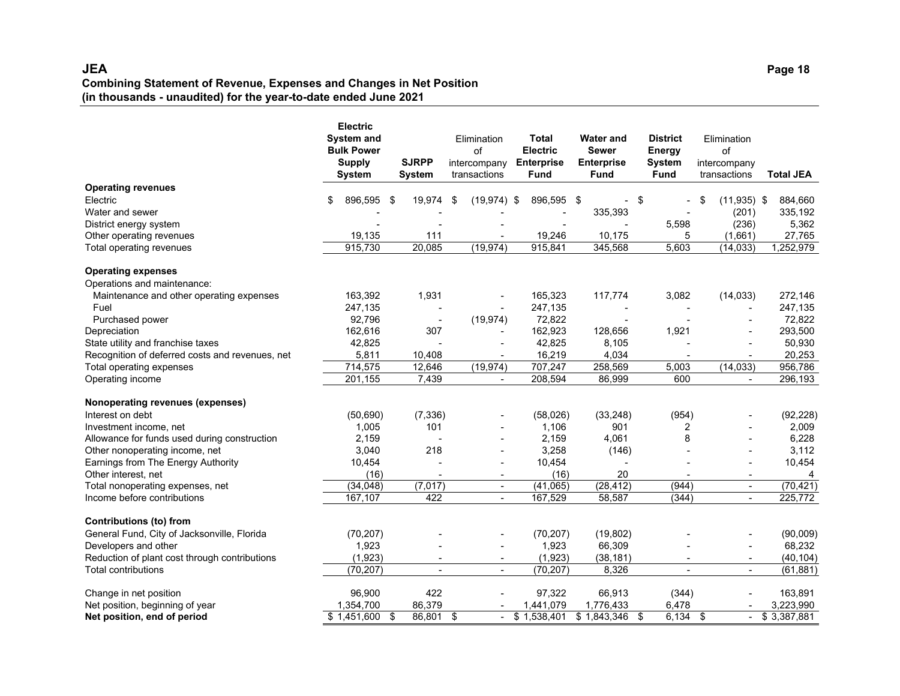# JEA

## Combining Statement of Revenue, Expenses and Changes in Net Position
## (in thousands - unaudited) for the year-to-date ended June 2021

| | Electric System and Bulk Power Supply System | SJRPP System | Elimination of intercompany transactions | Total Electric Enterprise Fund | Water and Sewer Enterprise Fund | District Energy System Fund | Elimination of intercompany transactions | Total JEA |
|---|---|---|---|---|---|---|---|---|
| **Operating revenues** | | | | | | | | |
| Electric | $ 896,595 | $ 19,974 | $ (19,974) | $ 896,595 | $ - | $ - | $ (11,935) | $ 884,660 |
| Water and sewer | - | - | - | - | 335,393 | - | (201) | 335,192 |
| District energy system | - | - | - | - | - | 5,598 | (236) | 5,362 |
| Other operating revenues | 19,135 | 111 | - | 19,246 | 10,175 | 5 | (1,661) | 27,765 |
| Total operating revenues | 915,730 | 20,085 | (19,974) | 915,841 | 345,568 | 5,603 | (14,033) | 1,252,979 |
| **Operating expenses** | | | | | | | | |
| Operations and maintenance: | | | | | | | | |
| Maintenance and other operating expenses | 163,392 | 1,931 | - | 165,323 | 117,774 | 3,082 | (14,033) | 272,146 |
| Fuel | 247,135 | - | - | 247,135 | - | - | - | 247,135 |
| Purchased power | 92,796 | - | (19,974) | 72,822 | - | - | - | 72,822 |
| Depreciation | 162,616 | 307 | - | 162,923 | 128,656 | 1,921 | - | 293,500 |
| State utility and franchise taxes | 42,825 | - | - | 42,825 | 8,105 | - | - | 50,930 |
| Recognition of deferred costs and revenues, net | 5,811 | 10,408 | - | 16,219 | 4,034 | - | - | 20,253 |
| Total operating expenses | 714,575 | 12,646 | (19,974) | 707,247 | 258,569 | 5,003 | (14,033) | 956,786 |
| Operating income | 201,155 | 7,439 | - | 208,594 | 86,999 | 600 | - | 296,193 |
| **Nonoperating revenues (expenses)** | | | | | | | | |
| Interest on debt | (50,690) | (7,336) | - | (58,026) | (33,248) | (954) | - | (92,228) |
| Investment income, net | 1,005 | 101 | - | 1,106 | 901 | 2 | - | 2,009 |
| Allowance for funds used during construction | 2,159 | - | - | 2,159 | 4,061 | 8 | - | 6,228 |
| Other nonoperating income, net | 3,040 | 218 | - | 3,258 | (146) | - | - | 3,112 |
| Earnings from The Energy Authority | 10,454 | - | - | 10,454 | - | - | - | 10,454 |
| Other interest, net | (16) | - | - | (16) | 20 | - | - | 4 |
| Total nonoperating expenses, net | (34,048) | (7,017) | - | (41,065) | (28,412) | (944) | - | (70,421) |
| Income before contributions | 167,107 | 422 | - | 167,529 | 58,587 | (344) | - | 225,772 |
| **Contributions (to) from** | | | | | | | | |
| General Fund, City of Jacksonville, Florida | (70,207) | - | - | (70,207) | (19,802) | - | - | (90,009) |
| Developers and other | 1,923 | - | - | 1,923 | 66,309 | - | - | 68,232 |
| Reduction of plant cost through contributions | (1,923) | - | - | (1,923) | (38,181) | - | - | (40,104) |
| Total contributions | (70,207) | - | - | (70,207) | 8,326 | - | - | (61,881) |
| Change in net position | 96,900 | 422 | - | 97,322 | 66,913 | (344) | - | 163,891 |
| Net position, beginning of year | 1,354,700 | 86,379 | - | 1,441,079 | 1,776,433 | 6,478 | - | 3,223,990 |
| **Net position, end of period** | $ 1,451,600 | $ 86,801 | $ - | $ 1,538,401 | $ 1,843,346 | $ 6,134 | $ - | $ 3,387,881 |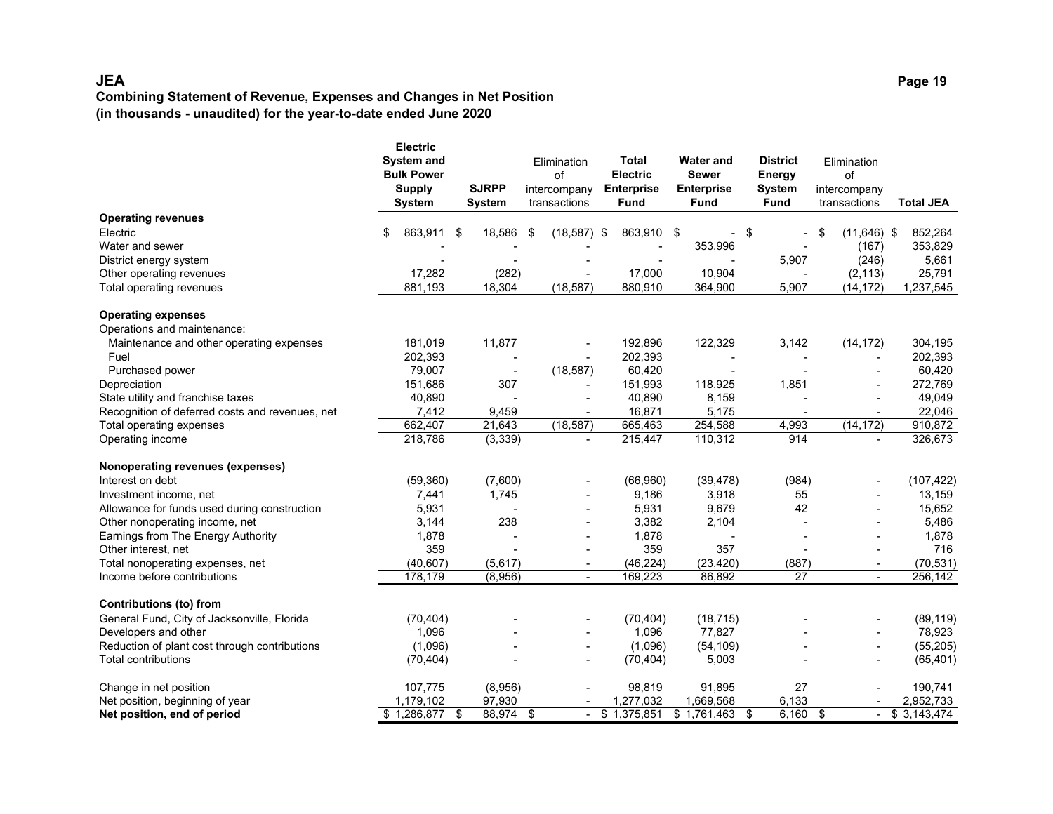## JEA

### Combining Statement of Revenue, Expenses and Changes in Net Position
### (in thousands - unaudited) for the year-to-date ended June 2020

| | Electric System and Bulk Power Supply System | SJRPP System | Elimination of intercompany transactions | Total Electric Enterprise Fund | Water and Sewer Enterprise Fund | District Energy System Fund | Elimination of intercompany transactions | Total JEA |
|---|---|---|---|---|---|---|---|---|
| **Operating revenues** | | | | | | | | |
| Electric | $ 863,911 | $ 18,586 | $ (18,587) | $ 863,910 | $ - | $ - | $ (11,646) | $ 852,264 |
| Water and sewer | - | - | - | - | 353,996 | - | (167) | 353,829 |
| District energy system | - | - | - | - | - | 5,907 | (246) | 5,661 |
| Other operating revenues | 17,282 | (282) | - | 17,000 | 10,904 | - | (2,113) | 25,791 |
| Total operating revenues | 881,193 | 18,304 | (18,587) | 880,910 | 364,900 | 5,907 | (14,172) | 1,237,545 |
| **Operating expenses** | | | | | | | | |
| Operations and maintenance: | | | | | | | | |
| Maintenance and other operating expenses | 181,019 | 11,877 | - | 192,896 | 122,329 | 3,142 | (14,172) | 304,195 |
| Fuel | 202,393 | - | - | 202,393 | - | - | - | 202,393 |
| Purchased power | 79,007 | - | (18,587) | 60,420 | - | - | - | 60,420 |
| Depreciation | 151,686 | 307 | - | 151,993 | 118,925 | 1,851 | - | 272,769 |
| State utility and franchise taxes | 40,890 | - | - | 40,890 | 8,159 | - | - | 49,049 |
| Recognition of deferred costs and revenues, net | 7,412 | 9,459 | - | 16,871 | 5,175 | - | - | 22,046 |
| Total operating expenses | 662,407 | 21,643 | (18,587) | 665,463 | 254,588 | 4,993 | (14,172) | 910,872 |
| Operating income | 218,786 | (3,339) | - | 215,447 | 110,312 | 914 | - | 326,673 |
| **Nonoperating revenues (expenses)** | | | | | | | | |
| Interest on debt | (59,360) | (7,600) | - | (66,960) | (39,478) | (984) | - | (107,422) |
| Investment income, net | 7,441 | 1,745 | - | 9,186 | 3,918 | 55 | - | 13,159 |
| Allowance for funds used during construction | 5,931 | - | - | 5,931 | 9,679 | 42 | - | 15,652 |
| Other nonoperating income, net | 3,144 | 238 | - | 3,382 | 2,104 | - | - | 5,486 |
| Earnings from The Energy Authority | 1,878 | - | - | 1,878 | - | - | - | 1,878 |
| Other interest, net | 359 | - | - | 359 | 357 | - | - | 716 |
| Total nonoperating expenses, net | (40,607) | (5,617) | - | (46,224) | (23,420) | (887) | - | (70,531) |
| Income before contributions | 178,179 | (8,956) | - | 169,223 | 86,892 | 27 | - | 256,142 |
| **Contributions (to) from** | | | | | | | | |
| General Fund, City of Jacksonville, Florida | (70,404) | - | - | (70,404) | (18,715) | - | - | (89,119) |
| Developers and other | 1,096 | - | - | 1,096 | 77,827 | - | - | 78,923 |
| Reduction of plant cost through contributions | (1,096) | - | - | (1,096) | (54,109) | - | - | (55,205) |
| Total contributions | (70,404) | - | - | (70,404) | 5,003 | - | - | (65,401) |
| Change in net position | 107,775 | (8,956) | - | 98,819 | 91,895 | 27 | - | 190,741 |
| Net position, beginning of year | 1,179,102 | 97,930 | - | 1,277,032 | 1,669,568 | 6,133 | - | 2,952,733 |
| **Net position, end of period** | $ 1,286,877 | $ 88,974 | $ - | $ 1,375,851 | $ 1,761,463 | $ 6,160 | $ - | $ 3,143,474 |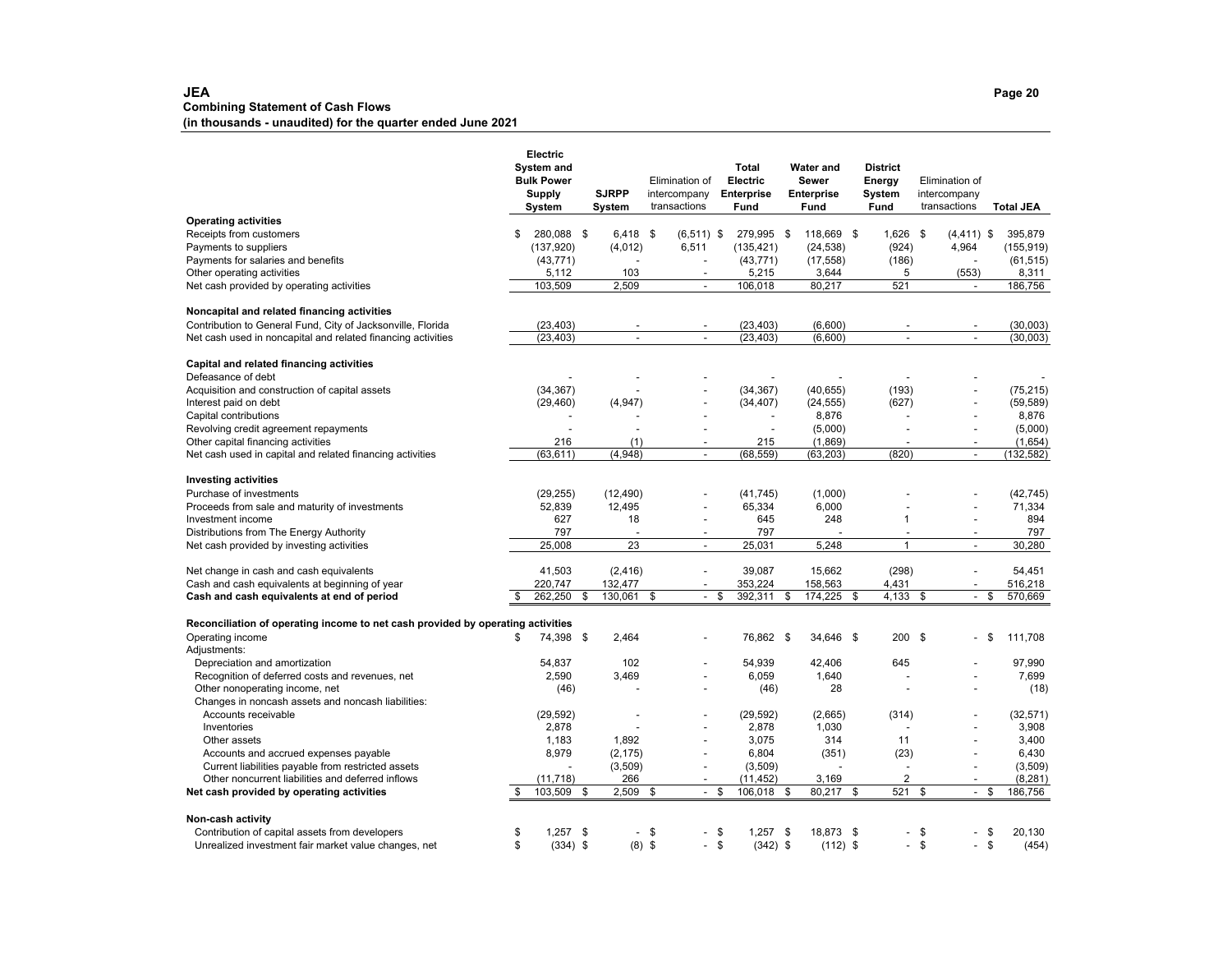**JEA**
**Combining Statement of Cash Flows**
**(in thousands - unaudited) for the quarter ended June 2021**

| | Electric System and Bulk Power Supply System | SJRPP System | Elimination of intercompany transactions | Total Electric Enterprise Fund | Water and Sewer Enterprise Fund | District Energy System Fund | Elimination of intercompany transactions | Total JEA |
|---|---|---|---|---|---|---|---|---|
| **Operating activities** | | | | | | | | |
| Receipts from customers | $ 280,088 | $ 6,418 | $ (6,511) | $ 279,995 | $ 118,669 | $ 1,626 | $ (4,411) | $ 395,879 |
| Payments to suppliers | (137,920) | (4,012) | 6,511 | (135,421) | (24,538) | (924) | 4,964 | (155,919) |
| Payments for salaries and benefits | (43,771) | - | - | (43,771) | (17,558) | (186) | - | (61,515) |
| Other operating activities | 5,112 | 103 | - | 5,215 | 3,644 | 5 | (553) | 8,311 |
| Net cash provided by operating activities | 103,509 | 2,509 | - | 106,018 | 80,217 | 521 | - | 186,756 |
| **Noncapital and related financing activities** | | | | | | | | |
| Contribution to General Fund, City of Jacksonville, Florida | (23,403) | - | - | (23,403) | (6,600) | - | - | (30,003) |
| Net cash used in noncapital and related financing activities | (23,403) | - | - | (23,403) | (6,600) | - | - | (30,003) |
| **Capital and related financing activities** | | | | | | | | |
| Defeasance of debt | - | - | - | - | - | - | - | - |
| Acquisition and construction of capital assets | (34,367) | - | - | (34,367) | (40,655) | (193) | - | (75,215) |
| Interest paid on debt | (29,460) | (4,947) | - | (34,407) | (24,555) | (627) | - | (59,589) |
| Capital contributions | - | - | - | - | 8,876 | - | - | 8,876 |
| Revolving credit agreement repayments | - | - | - | - | (5,000) | - | - | (5,000) |
| Other capital financing activities | 216 | (1) | - | 215 | (1,869) | - | - | (1,654) |
| Net cash used in capital and related financing activities | (63,611) | (4,948) | - | (68,559) | (63,203) | (820) | - | (132,582) |
| **Investing activities** | | | | | | | | |
| Purchase of investments | (29,255) | (12,490) | - | (41,745) | (1,000) | - | - | (42,745) |
| Proceeds from sale and maturity of investments | 52,839 | 12,495 | - | 65,334 | 6,000 | - | - | 71,334 |
| Investment income | 627 | 18 | - | 645 | 248 | 1 | - | 894 |
| Distributions from The Energy Authority | 797 | - | - | 797 | - | - | - | 797 |
| Net cash provided by investing activities | 25,008 | 23 | - | 25,031 | 5,248 | 1 | - | 30,280 |
| Net change in cash and cash equivalents | 41,503 | (2,416) | - | 39,087 | 15,662 | (298) | - | 54,451 |
| Cash and cash equivalents at beginning of year | 220,747 | 132,477 | - | 353,224 | 158,563 | 4,431 | - | 516,218 |
| **Cash and cash equivalents at end of period** | $ 262,250 | $ 130,061 | $ - | $ 392,311 | $ 174,225 | $ 4,133 | $ - | $ 570,669 |
| **Reconciliation of operating income to net cash provided by operating activities** | | | | | | | | |
| Operating income | $ 74,398 | $ 2,464 | - | 76,862 | $ 34,646 | $ 200 | $ - | $ 111,708 |
| Adjustments: | | | | | | | | |
| Depreciation and amortization | 54,837 | 102 | - | 54,939 | 42,406 | 645 | - | 97,990 |
| Recognition of deferred costs and revenues, net | 2,590 | 3,469 | - | 6,059 | 1,640 | - | - | 7,699 |
| Other nonoperating income, net | (46) | - | - | (46) | 28 | - | - | (18) |
| Changes in noncash assets and noncash liabilities: | | | | | | | | |
| Accounts receivable | (29,592) | - | - | (29,592) | (2,665) | (314) | - | (32,571) |
| Inventories | 2,878 | - | - | 2,878 | 1,030 | - | - | 3,908 |
| Other assets | 1,183 | 1,892 | - | 3,075 | 314 | 11 | - | 3,400 |
| Accounts and accrued expenses payable | 8,979 | (2,175) | - | 6,804 | (351) | (23) | - | 6,430 |
| Current liabilities payable from restricted assets | - | (3,509) | - | (3,509) | - | - | - | (3,509) |
| Other noncurrent liabilities and deferred inflows | (11,718) | 266 | - | (11,452) | 3,169 | 2 | - | (8,281) |
| **Net cash provided by operating activities** | $ 103,509 | $ 2,509 | $ - | $ 106,018 | $ 80,217 | $ 521 | $ - | $ 186,756 |
| **Non-cash activity** | | | | | | | | |
| Contribution of capital assets from developers | $ 1,257 | $ - | $ - | $ 1,257 | $ 18,873 | $ - | $ - | $ 20,130 |
| Unrealized investment fair market value changes, net | $ (334) | $ (8) | $ - | $ (342) | $ (112) | $ - | $ - | $ (454) |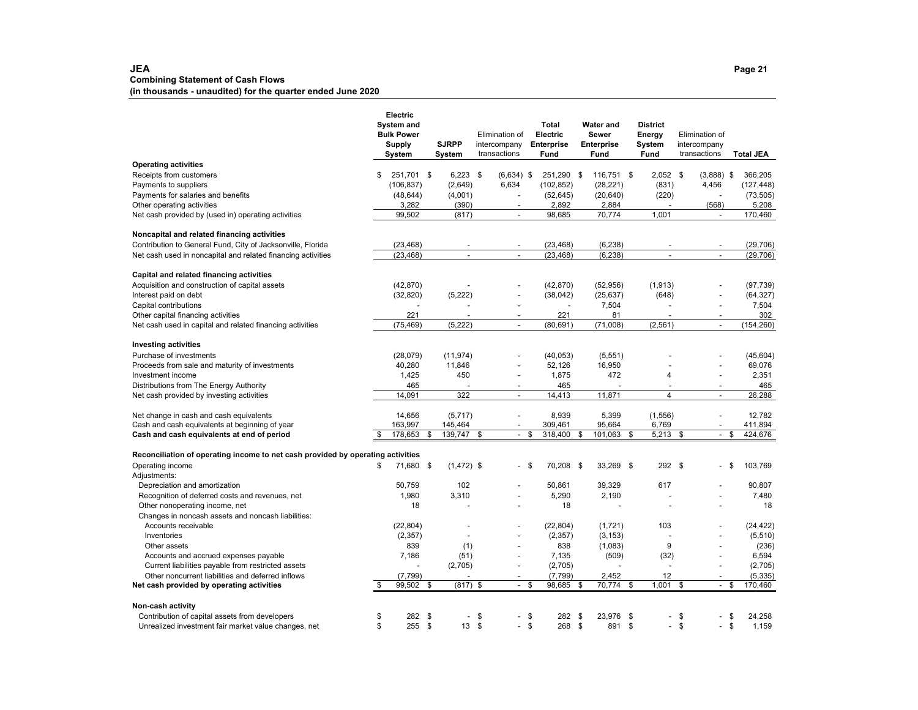# JEA

## Combining Statement of Cash Flows
## (in thousands - unaudited) for the quarter ended June 2020

| | Electric System and Bulk Power Supply System | SJRPP System | Elimination of intercompany transactions | Total Electric Enterprise Fund | Water and Sewer Enterprise Fund | District Energy System Fund | Elimination of intercompany transactions | Total JEA |
|---|---|---|---|---|---|---|---|---|
| **Operating activities** | | | | | | | | |
| Receipts from customers | $ 251,701 | $ 6,223 | $ (6,634) | $ 251,290 | $ 116,751 | $ 2,052 | $ (3,888) | $ 366,205 |
| Payments to suppliers | (106,837) | (2,649) | 6,634 | (102,852) | (28,221) | (831) | 4,456 | (127,448) |
| Payments for salaries and benefits | (48,644) | (4,001) | - | (52,645) | (20,640) | (220) | - | (73,505) |
| Other operating activities | 3,282 | (390) | - | 2,892 | 2,884 | - | (568) | 5,208 |
| Net cash provided by (used in) operating activities | 99,502 | (817) | - | 98,685 | 70,774 | 1,001 | - | 170,460 |
| **Noncapital and related financing activities** | | | | | | | | |
| Contribution to General Fund, City of Jacksonville, Florida | (23,468) | - | - | (23,468) | (6,238) | - | - | (29,706) |
| Net cash used in noncapital and related financing activities | (23,468) | - | - | (23,468) | (6,238) | - | - | (29,706) |
| **Capital and related financing activities** | | | | | | | | |
| Acquisition and construction of capital assets | (42,870) | - | - | (42,870) | (52,956) | (1,913) | - | (97,739) |
| Interest paid on debt | (32,820) | (5,222) | - | (38,042) | (25,637) | (648) | - | (64,327) |
| Capital contributions | - | - | - | - | 7,504 | - | - | 7,504 |
| Other capital financing activities | 221 | - | - | 221 | 81 | - | - | 302 |
| Net cash used in capital and related financing activities | (75,469) | (5,222) | - | (80,691) | (71,008) | (2,561) | - | (154,260) |
| **Investing activities** | | | | | | | | |
| Purchase of investments | (28,079) | (11,974) | - | (40,053) | (5,551) | - | - | (45,604) |
| Proceeds from sale and maturity of investments | 40,280 | 11,846 | - | 52,126 | 16,950 | - | - | 69,076 |
| Investment income | 1,425 | 450 | - | 1,875 | 472 | 4 | - | 2,351 |
| Distributions from The Energy Authority | 465 | - | - | 465 | - | - | - | 465 |
| Net cash provided by investing activities | 14,091 | 322 | - | 14,413 | 11,871 | 4 | - | 26,288 |
| Net change in cash and cash equivalents | 14,656 | (5,717) | - | 8,939 | 5,399 | (1,556) | - | 12,782 |
| Cash and cash equivalents at beginning of year | 163,997 | 145,464 | - | 309,461 | 95,664 | 6,769 | - | 411,894 |
| **Cash and cash equivalents at end of period** | $ 178,653 | $ 139,747 | $ - | $ 318,400 | $ 101,063 | $ 5,213 | $ - | $ 424,676 |
| **Reconciliation of operating income to net cash provided by operating activities** | | | | | | | | |
| Operating income | $ 71,680 | $ (1,472) | $ - | $ 70,208 | $ 33,269 | $ 292 | $ - | $ 103,769 |
| Adjustments: | | | | | | | | |
| Depreciation and amortization | 50,759 | 102 | - | 50,861 | 39,329 | 617 | - | 90,807 |
| Recognition of deferred costs and revenues, net | 1,980 | 3,310 | - | 5,290 | 2,190 | - | - | 7,480 |
| Other nonoperating income, net | 18 | - | - | 18 | - | - | - | 18 |
| Changes in noncash assets and noncash liabilities: | | | | | | | | |
| Accounts receivable | (22,804) | - | - | (22,804) | (1,721) | 103 | - | (24,422) |
| Inventories | (2,357) | - | - | (2,357) | (3,153) | - | - | (5,510) |
| Other assets | 839 | (1) | - | 838 | (1,083) | 9 | - | (236) |
| Accounts and accrued expenses payable | 7,186 | (51) | - | 7,135 | (509) | (32) | - | 6,594 |
| Current liabilities payable from restricted assets | - | (2,705) | - | (2,705) | - | - | - | (2,705) |
| Other noncurrent liabilities and deferred inflows | (7,799) | - | - | (7,799) | 2,452 | 12 | - | (5,335) |
| **Net cash provided by operating activities** | $ 99,502 | $ (817) | $ - | $ 98,685 | $ 70,774 | $ 1,001 | $ - | $ 170,460 |
| **Non-cash activity** | | | | | | | | |
| Contribution of capital assets from developers | $ 282 | $ - | $ - | $ 282 | $ 23,976 | $ - | $ - | $ 24,258 |
| Unrealized investment fair market value changes, net | $ 255 | $ 13 | $ - | $ 268 | $ 891 | $ - | $ - | $ 1,159 |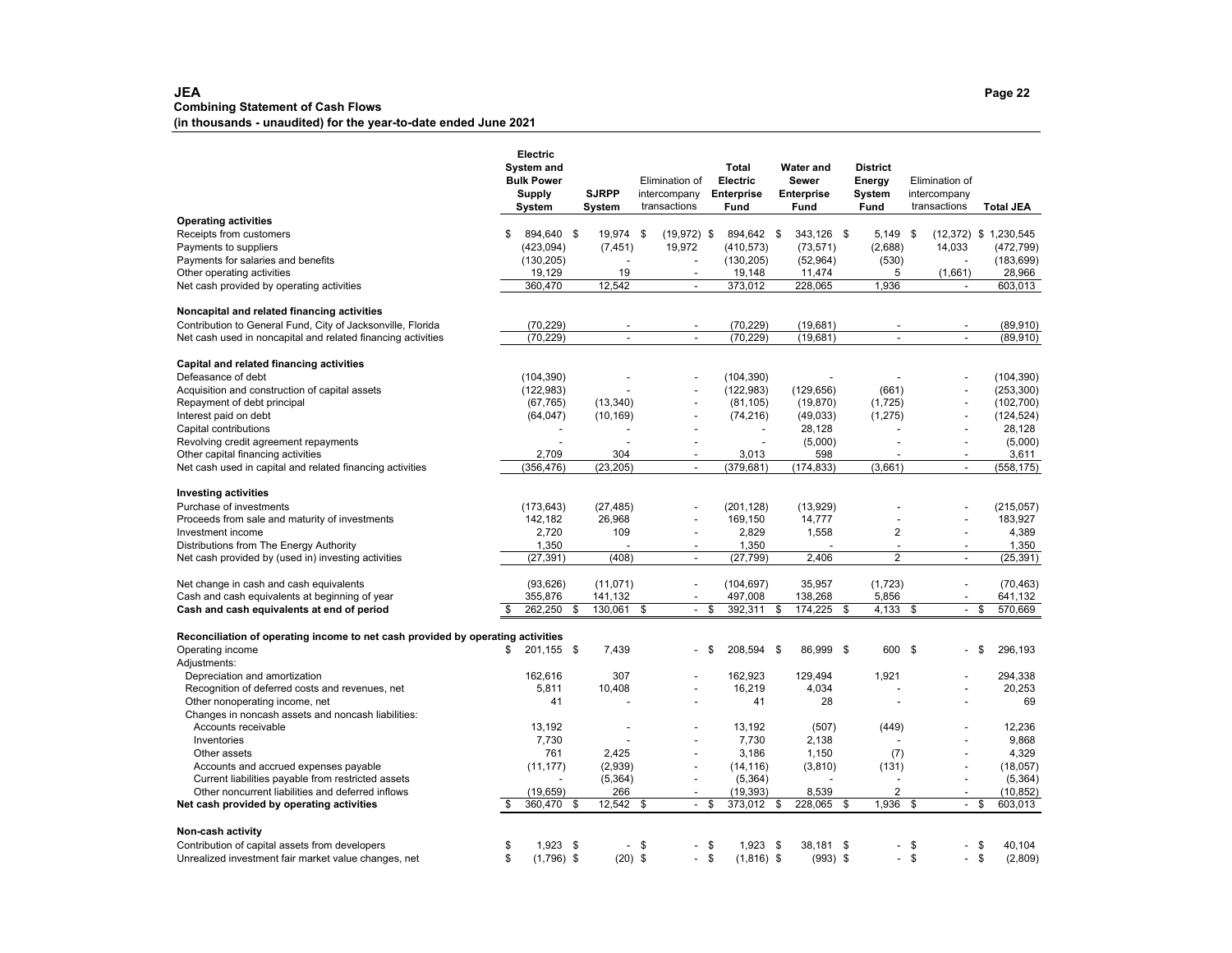# JEA

## Combining Statement of Cash Flows
### (in thousands - unaudited) for the year-to-date ended June 2021

| | Electric System and Bulk Power Supply System | SJRPP System | Elimination of intercompany transactions | Total Electric Enterprise Fund | Water and Sewer Enterprise Fund | District Energy System Fund | Elimination of intercompany transactions | Total JEA |
|---|---|---|---|---|---|---|---|---|
| **Operating activities** | | | | | | | | |
| Receipts from customers | $ 894,640 | $ 19,974 | $ (19,972) | $ 894,642 | $ 343,126 | $ 5,149 | $ (12,372) | $ 1,230,545 |
| Payments to suppliers | (423,094) | (7,451) | 19,972 | (410,573) | (73,571) | (2,688) | 14,033 | (472,799) |
| Payments for salaries and benefits | (130,205) | - | - | (130,205) | (52,964) | (530) | - | (183,699) |
| Other operating activities | 19,129 | 19 | - | 19,148 | 11,474 | 5 | (1,661) | 28,966 |
| Net cash provided by operating activities | 360,470 | 12,542 | - | 373,012 | 228,065 | 1,936 | - | 603,013 |
| **Noncapital and related financing activities** | | | | | | | | |
| Contribution to General Fund, City of Jacksonville, Florida | (70,229) | - | - | (70,229) | (19,681) | - | - | (89,910) |
| Net cash used in noncapital and related financing activities | (70,229) | - | - | (70,229) | (19,681) | - | - | (89,910) |
| **Capital and related financing activities** | | | | | | | | |
| Defeasance of debt | (104,390) | - | - | (104,390) | - | - | - | (104,390) |
| Acquisition and construction of capital assets | (122,983) | - | - | (122,983) | (129,656) | (661) | - | (253,300) |
| Repayment of debt principal | (67,765) | (13,340) | - | (81,105) | (19,870) | (1,725) | - | (102,700) |
| Interest paid on debt | (64,047) | (10,169) | - | (74,216) | (49,033) | (1,275) | - | (124,524) |
| Capital contributions | - | - | - | - | 28,128 | - | - | 28,128 |
| Revolving credit agreement repayments | - | - | - | - | (5,000) | - | - | (5,000) |
| Other capital financing activities | 2,709 | 304 | - | 3,013 | 598 | - | - | 3,611 |
| Net cash used in capital and related financing activities | (356,476) | (23,205) | - | (379,681) | (174,833) | (3,661) | - | (558,175) |
| **Investing activities** | | | | | | | | |
| Purchase of investments | (173,643) | (27,485) | - | (201,128) | (13,929) | - | - | (215,057) |
| Proceeds from sale and maturity of investments | 142,182 | 26,968 | - | 169,150 | 14,777 | - | - | 183,927 |
| Investment income | 2,720 | 109 | - | 2,829 | 1,558 | 2 | - | 4,389 |
| Distributions from The Energy Authority | 1,350 | - | - | 1,350 | - | - | - | 1,350 |
| Net cash provided by (used in) investing activities | (27,391) | (408) | - | (27,799) | 2,406 | 2 | - | (25,391) |
| Net change in cash and cash equivalents | (93,626) | (11,071) | - | (104,697) | 35,957 | (1,723) | - | (70,463) |
| Cash and cash equivalents at beginning of year | 355,876 | 141,132 | - | 497,008 | 138,268 | 5,856 | - | 641,132 |
| **Cash and cash equivalents at end of period** | $ 262,250 | $ 130,061 | $ - | $ 392,311 | $ 174,225 | $ 4,133 | $ - | $ 570,669 |
| **Reconciliation of operating income to net cash provided by operating activities** | | | | | | | | |
| Operating income | $ 201,155 | $ 7,439 | - | $ 208,594 | $ 86,999 | $ 600 | $ - | $ 296,193 |
| Adjustments: | | | | | | | | |
| Depreciation and amortization | 162,616 | 307 | - | 162,923 | 129,494 | 1,921 | - | 294,338 |
| Recognition of deferred costs and revenues, net | 5,811 | 10,408 | - | 16,219 | 4,034 | - | - | 20,253 |
| Other nonoperating income, net | 41 | - | - | 41 | 28 | - | - | 69 |
| Changes in noncash assets and noncash liabilities: | | | | | | | | |
| Accounts receivable | 13,192 | - | - | 13,192 | (507) | (449) | - | 12,236 |
| Inventories | 7,730 | - | - | 7,730 | 2,138 | - | - | 9,868 |
| Other assets | 761 | 2,425 | - | 3,186 | 1,150 | (7) | - | 4,329 |
| Accounts and accrued expenses payable | (11,177) | (2,939) | - | (14,116) | (3,810) | (131) | - | (18,057) |
| Current liabilities payable from restricted assets | - | (5,364) | - | (5,364) | - | - | - | (5,364) |
| Other noncurrent liabilities and deferred inflows | (19,659) | 266 | - | (19,393) | 8,539 | 2 | - | (10,852) |
| **Net cash provided by operating activities** | $ 360,470 | $ 12,542 | $ - | $ 373,012 | $ 228,065 | $ 1,936 | $ - | $ 603,013 |
| **Non-cash activity** | | | | | | | | |
| Contribution of capital assets from developers | $ 1,923 | $ - | $ - | $ 1,923 | $ 38,181 | $ - | $ - | $ 40,104 |
| Unrealized investment fair market value changes, net | $ (1,796) | $ (20) | $ - | $ (1,816) | $ (993) | $ - | $ - | $ (2,809) |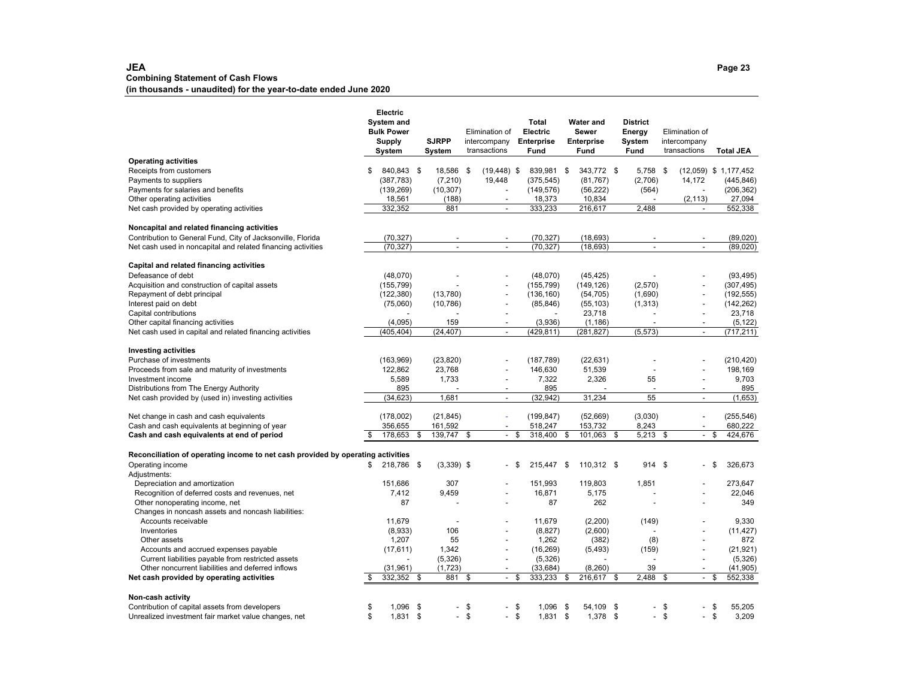# JEA

## Combining Statement of Cash Flows

**(in thousands - unaudited) for the year-to-date ended June 2020**

| | Electric System and Bulk Power Supply System | SJRPP System | Elimination of intercompany transactions | Total Electric Enterprise Fund | Water and Sewer Enterprise Fund | District Energy System Fund | Elimination of intercompany transactions | Total JEA |
|---|---|---|---|---|---|---|---|---|
| **Operating activities** | | | | | | | | |
| Receipts from customers | $ 840,843 | $ 18,586 | $ (19,448) | $ 839,981 | $ 343,772 | $ 5,758 | $ (12,059) | $ 1,177,452 |
| Payments to suppliers | (387,783) | (7,210) | 19,448 | (375,545) | (81,767) | (2,706) | 14,172 | (445,846) |
| Payments for salaries and benefits | (139,269) | (10,307) | - | (149,576) | (56,222) | (564) | - | (206,362) |
| Other operating activities | 18,561 | (188) | - | 18,373 | 10,834 | - | (2,113) | 27,094 |
| Net cash provided by operating activities | 332,352 | 881 | - | 333,233 | 216,617 | 2,488 | - | 552,338 |
| **Noncapital and related financing activities** | | | | | | | | |
| Contribution to General Fund, City of Jacksonville, Florida | (70,327) | - | - | (70,327) | (18,693) | - | - | (89,020) |
| Net cash used in noncapital and related financing activities | (70,327) | - | - | (70,327) | (18,693) | - | - | (89,020) |
| **Capital and related financing activities** | | | | | | | | |
| Defeasance of debt | (48,070) | - | - | (48,070) | (45,425) | - | - | (93,495) |
| Acquisition and construction of capital assets | (155,799) | - | - | (155,799) | (149,126) | (2,570) | - | (307,495) |
| Repayment of debt principal | (122,380) | (13,780) | - | (136,160) | (54,705) | (1,690) | - | (192,555) |
| Interest paid on debt | (75,060) | (10,786) | - | (85,846) | (55,103) | (1,313) | - | (142,262) |
| Capital contributions | - | - | - | - | 23,718 | - | - | 23,718 |
| Other capital financing activities | (4,095) | 159 | - | (3,936) | (1,186) | - | - | (5,122) |
| Net cash used in capital and related financing activities | (405,404) | (24,407) | - | (429,811) | (281,827) | (5,573) | - | (717,211) |
| **Investing activities** | | | | | | | | |
| Purchase of investments | (163,969) | (23,820) | - | (187,789) | (22,631) | - | - | (210,420) |
| Proceeds from sale and maturity of investments | 122,862 | 23,768 | - | 146,630 | 51,539 | - | - | 198,169 |
| Investment income | 5,589 | 1,733 | - | 7,322 | 2,326 | 55 | - | 9,703 |
| Distributions from The Energy Authority | 895 | - | - | 895 | - | - | - | 895 |
| Net cash provided by (used in) investing activities | (34,623) | 1,681 | - | (32,942) | 31,234 | 55 | - | (1,653) |
| Net change in cash and cash equivalents | (178,002) | (21,845) | - | (199,847) | (52,669) | (3,030) | - | (255,546) |
| Cash and cash equivalents at beginning of year | 356,655 | 161,592 | - | 518,247 | 153,732 | 8,243 | - | 680,222 |
| **Cash and cash equivalents at end of period** | $ 178,653 | $ 139,747 | $ - | $ 318,400 | $ 101,063 | $ 5,213 | $ - | $ 424,676 |
| **Reconciliation of operating income to net cash provided by operating activities** | | | | | | | | |
| Operating income | $ 218,786 | $ (3,339) | $ - | $ 215,447 | $ 110,312 | $ 914 | $ - | $ 326,673 |
| Adjustments: | | | | | | | | |
| Depreciation and amortization | 151,686 | 307 | - | 151,993 | 119,803 | 1,851 | - | 273,647 |
| Recognition of deferred costs and revenues, net | 7,412 | 9,459 | - | 16,871 | 5,175 | - | - | 22,046 |
| Other nonoperating income, net | 87 | - | - | 87 | 262 | - | - | 349 |
| Changes in noncash assets and noncash liabilities: | | | | | | | | |
| Accounts receivable | 11,679 | - | - | 11,679 | (2,200) | (149) | - | 9,330 |
| Inventories | (8,933) | 106 | - | (8,827) | (2,600) | - | - | (11,427) |
| Other assets | 1,207 | 55 | - | 1,262 | (382) | (8) | - | 872 |
| Accounts and accrued expenses payable | (17,611) | 1,342 | - | (16,269) | (5,493) | (159) | - | (21,921) |
| Current liabilities payable from restricted assets | - | (5,326) | - | (5,326) | - | - | - | (5,326) |
| Other noncurrent liabilities and deferred inflows | (31,961) | (1,723) | - | (33,684) | (8,260) | 39 | - | (41,905) |
| **Net cash provided by operating activities** | $ 332,352 | $ 881 | $ - | $ 333,233 | $ 216,617 | $ 2,488 | $ - | $ 552,338 |
| **Non-cash activity** | | | | | | | | |
| Contribution of capital assets from developers | $ 1,096 | $ - | $ - | $ 1,096 | $ 54,109 | $ - | $ - | $ 55,205 |
| Unrealized investment fair market value changes, net | $ 1,831 | $ - | $ - | $ 1,831 | $ 1,378 | $ - | $ - | $ 3,209 |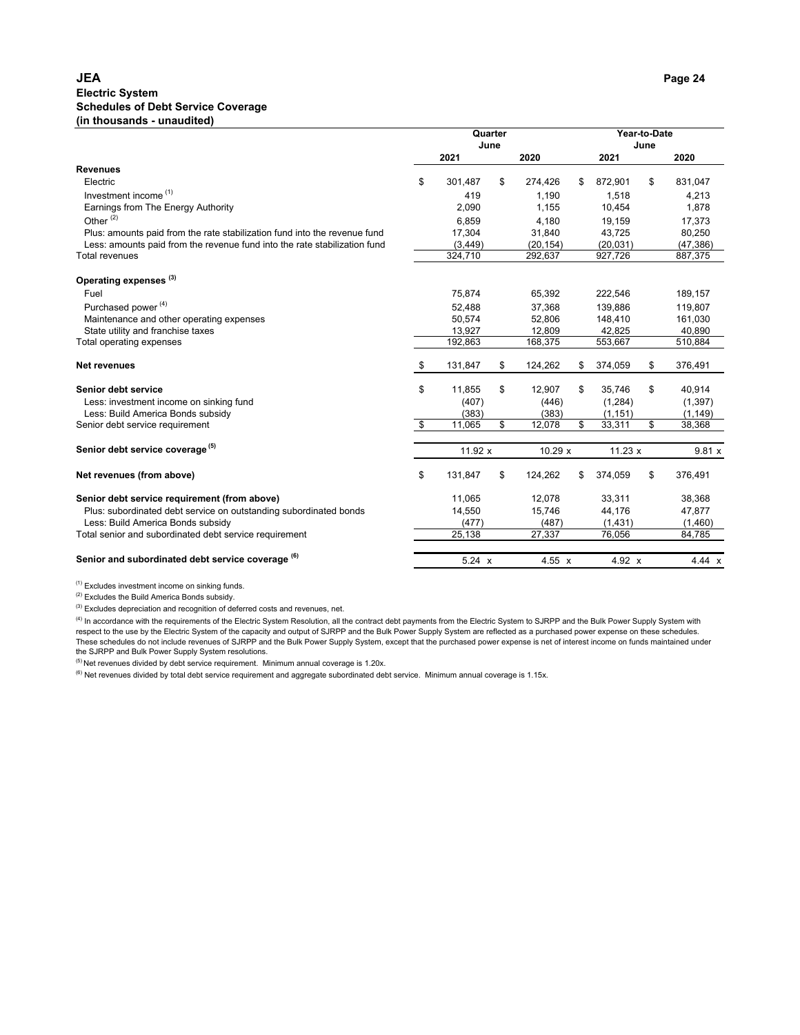# JEA

## Electric System

### Schedules of Debt Service Coverage

**(in thousands - unaudited)**

| | Quarter June 2021 | Quarter June 2020 | Year-to-Date June 2021 | Year-to-Date June 2020 |
|---|---|---|---|---|
| **Revenues** | | | | |
| Electric | $ 301,487 | $ 274,426 | $ 872,901 | $ 831,047 |
| Investment income [(1)] | 419 | 1,190 | 1,518 | 4,213 |
| Earnings from The Energy Authority | 2,090 | 1,155 | 10,454 | 1,878 |
| Other [(2)] | 6,859 | 4,180 | 19,159 | 17,373 |
| Plus: amounts paid from the rate stabilization fund into the revenue fund | 17,304 | 31,840 | 43,725 | 80,250 |
| Less: amounts paid from the revenue fund into the rate stabilization fund | (3,449) | (20,154) | (20,031) | (47,386) |
| Total revenues | 324,710 | 292,637 | 927,726 | 887,375 |
| **Operating expenses [(3)]** | | | | |
| Fuel | 75,874 | 65,392 | 222,546 | 189,157 |
| Purchased power [(4)] | 52,488 | 37,368 | 139,886 | 119,807 |
| Maintenance and other operating expenses | 50,574 | 52,806 | 148,410 | 161,030 |
| State utility and franchise taxes | 13,927 | 12,809 | 42,825 | 40,890 |
| Total operating expenses | 192,863 | 168,375 | 553,667 | 510,884 |
| **Net revenues** | $ 131,847 | $ 124,262 | $ 374,059 | $ 376,491 |
| **Senior debt service** | $ 11,855 | $ 12,907 | $ 35,746 | $ 40,914 |
| Less: investment income on sinking fund | (407) | (446) | (1,284) | (1,397) |
| Less: Build America Bonds subsidy | (383) | (383) | (1,151) | (1,149) |
| Senior debt service requirement | $ 11,065 | $ 12,078 | $ 33,311 | $ 38,368 |
| **Senior debt service coverage [(5)]** | 11.92 x | 10.29 x | 11.23 x | 9.81 x |
| **Net revenues (from above)** | $ 131,847 | $ 124,262 | $ 374,059 | $ 376,491 |
| **Senior debt service requirement (from above)** | 11,065 | 12,078 | 33,311 | 38,368 |
| Plus: subordinated debt service on outstanding subordinated bonds | 14,550 | 15,746 | 44,176 | 47,877 |
| Less: Build America Bonds subsidy | (477) | (487) | (1,431) | (1,460) |
| Total senior and subordinated debt service requirement | 25,138 | 27,337 | 76,056 | 84,785 |
| **Senior and subordinated debt service coverage [(6)]** | 5.24 x | 4.55 x | 4.92 x | 4.44 x |

(1) Excludes investment income on sinking funds.

(2) Excludes the Build America Bonds subsidy.

(3) Excludes depreciation and recognition of deferred costs and revenues, net.

(4) In accordance with the requirements of the Electric System Resolution, all the contract debt payments from the Electric System to SJRPP and the Bulk Power Supply System with respect to the use by the Electric System of the capacity and output of SJRPP and the Bulk Power Supply System are reflected as a purchased power expense on these schedules. These schedules do not include revenues of SJRPP and the Bulk Power Supply System, except that the purchased power expense is net of interest income on funds maintained under the SJRPP and Bulk Power Supply System resolutions.

(5) Net revenues divided by debt service requirement. Minimum annual coverage is 1.20x.

(6) Net revenues divided by total debt service requirement and aggregate subordinated debt service. Minimum annual coverage is 1.15x.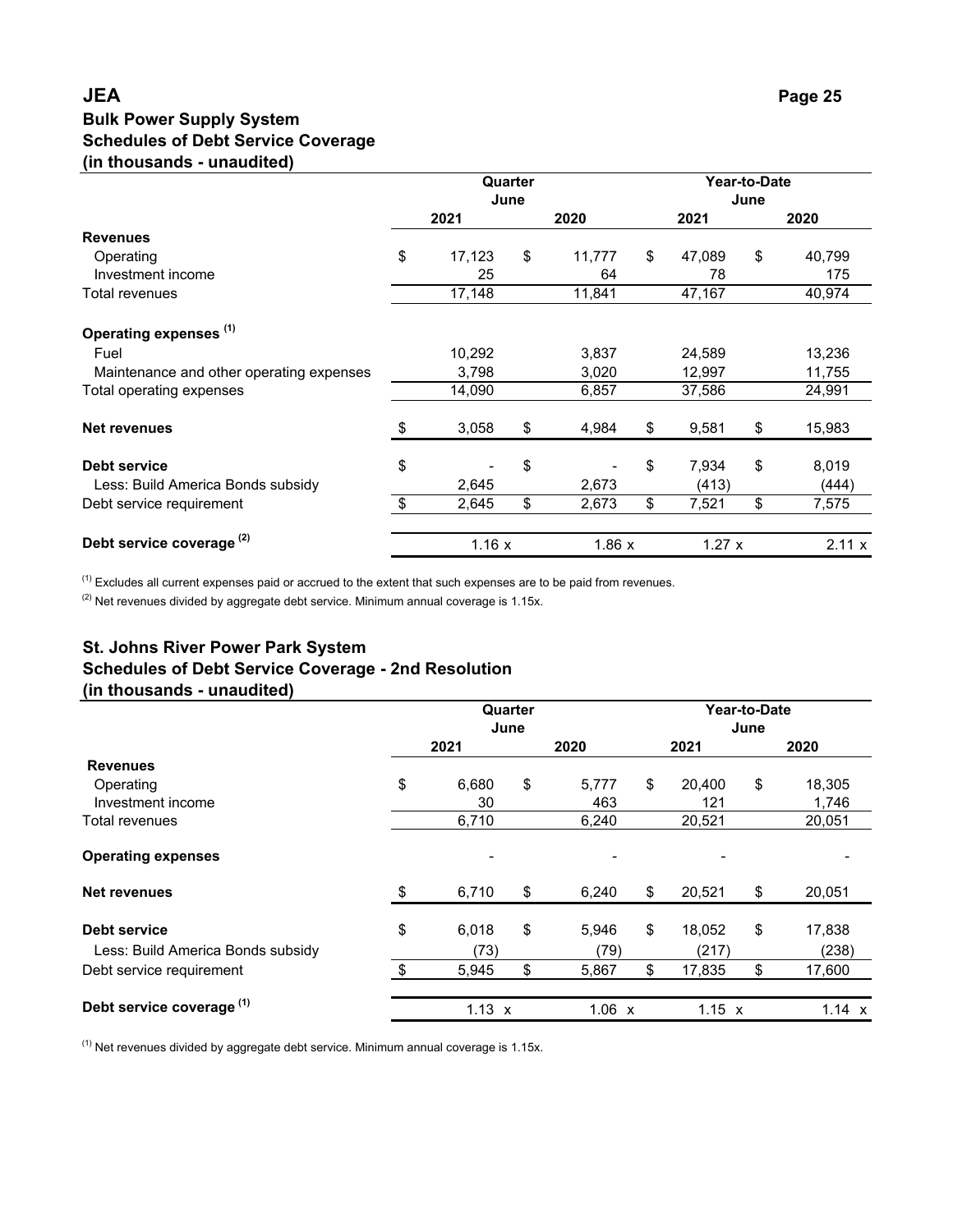# JEA

## Bulk Power Supply System
## Schedules of Debt Service Coverage
## (in thousands - unaudited)

| | Quarter June | | Year-to-Date June | |
|---|---|---|---|---|
| | 2021 | 2020 | 2021 | 2020 |
| **Revenues** | | | | |
| Operating | $ 17,123 | $ 11,777 | $ 47,089 | $ 40,799 |
| Investment income | 25 | 64 | 78 | 175 |
| Total revenues | 17,148 | 11,841 | 47,167 | 40,974 |
| **Operating expenses** [1] | | | | |
| Fuel | 10,292 | 3,837 | 24,589 | 13,236 |
| Maintenance and other operating expenses | 3,798 | 3,020 | 12,997 | 11,755 |
| Total operating expenses | 14,090 | 6,857 | 37,586 | 24,991 |
| **Net revenues** | $ 3,058 | $ 4,984 | $ 9,581 | $ 15,983 |
| **Debt service** | $ - | $ - | $ 7,934 | $ 8,019 |
| Less: Build America Bonds subsidy | 2,645 | 2,673 | (413) | (444) |
| Debt service requirement | $ 2,645 | $ 2,673 | $ 7,521 | $ 7,575 |
| **Debt service coverage** [2] | 1.16 x | 1.86 x | 1.27 x | 2.11 x |

[1] Excludes all current expenses paid or accrued to the extent that such expenses are to be paid from revenues.

[2] Net revenues divided by aggregate debt service. Minimum annual coverage is 1.15x.

## St. Johns River Power Park System
## Schedules of Debt Service Coverage - 2nd Resolution
## (in thousands - unaudited)

| | Quarter June | | Year-to-Date June | |
|---|---|---|---|---|
| | 2021 | 2020 | 2021 | 2020 |
| **Revenues** | | | | |
| Operating | $ 6,680 | $ 5,777 | $ 20,400 | $ 18,305 |
| Investment income | 30 | 463 | 121 | 1,746 |
| Total revenues | 6,710 | 6,240 | 20,521 | 20,051 |
| **Operating expenses** | - | - | - | - |
| **Net revenues** | $ 6,710 | $ 6,240 | $ 20,521 | $ 20,051 |
| **Debt service** | $ 6,018 | $ 5,946 | $ 18,052 | $ 17,838 |
| Less: Build America Bonds subsidy | (73) | (79) | (217) | (238) |
| Debt service requirement | $ 5,945 | $ 5,867 | $ 17,835 | $ 17,600 |
| **Debt service coverage** [1] | 1.13 x | 1.06 x | 1.15 x | 1.14 x |

[1] Net revenues divided by aggregate debt service. Minimum annual coverage is 1.15x.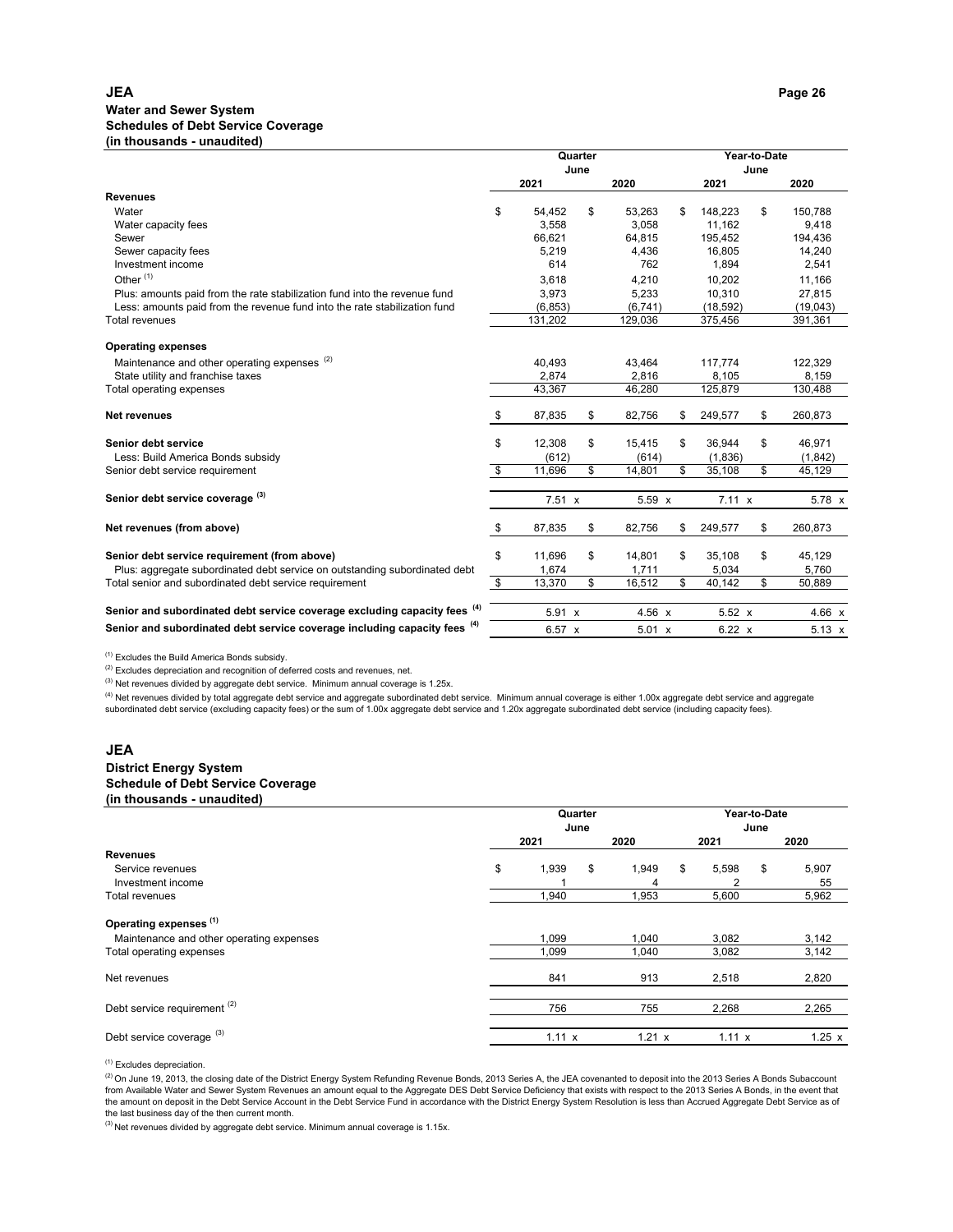# JEA

## Water and Sewer System
## Schedules of Debt Service Coverage
## (in thousands - unaudited)

| | Quarter June 2021 | Quarter June 2020 | Year-to-Date June 2021 | Year-to-Date June 2020 |
|---|---|---|---|---|
| **Revenues** | | | | |
| Water | $ 54,452 | $ 53,263 | $ 148,223 | $ 150,788 |
| Water capacity fees | 3,558 | 3,058 | 11,162 | 9,418 |
| Sewer | 66,621 | 64,815 | 195,452 | 194,436 |
| Sewer capacity fees | 5,219 | 4,436 | 16,805 | 14,240 |
| Investment income | 614 | 762 | 1,894 | 2,541 |
| Other [(1)] | 3,618 | 4,210 | 10,202 | 11,166 |
| Plus: amounts paid from the rate stabilization fund into the revenue fund | 3,973 | 5,233 | 10,310 | 27,815 |
| Less: amounts paid from the revenue fund into the rate stabilization fund | (6,853) | (6,741) | (18,592) | (19,043) |
| Total revenues | 131,202 | 129,036 | 375,456 | 391,361 |
| **Operating expenses** | | | | |
| Maintenance and other operating expenses [(2)] | 40,493 | 43,464 | 117,774 | 122,329 |
| State utility and franchise taxes | 2,874 | 2,816 | 8,105 | 8,159 |
| Total operating expenses | 43,367 | 46,280 | 125,879 | 130,488 |
| **Net revenues** | $ 87,835 | $ 82,756 | $ 249,577 | $ 260,873 |
| **Senior debt service** | $ 12,308 | $ 15,415 | $ 36,944 | $ 46,971 |
| Less: Build America Bonds subsidy | (612) | (614) | (1,836) | (1,842) |
| Senior debt service requirement | $ 11,696 | $ 14,801 | $ 35,108 | $ 45,129 |
| **Senior debt service coverage [(3)]** | 7.51 x | 5.59 x | 7.11 x | 5.78 x |
| **Net revenues (from above)** | $ 87,835 | $ 82,756 | $ 249,577 | $ 260,873 |
| **Senior debt service requirement (from above)** | $ 11,696 | $ 14,801 | $ 35,108 | $ 45,129 |
| Plus: aggregate subordinated debt service on outstanding subordinated debt | 1,674 | 1,711 | 5,034 | 5,760 |
| Total senior and subordinated debt service requirement | $ 13,370 | $ 16,512 | $ 40,142 | $ 50,889 |
| **Senior and subordinated debt service coverage excluding capacity fees [(4)]** | 5.91 x | 4.56 x | 5.52 x | 4.66 x |
| **Senior and subordinated debt service coverage including capacity fees [(4)]** | 6.57 x | 5.01 x | 6.22 x | 5.13 x |

[(1)] Excludes the Build America Bonds subsidy.

[(2)] Excludes depreciation and recognition of deferred costs and revenues, net.

[(3)] Net revenues divided by aggregate debt service. Minimum annual coverage is 1.25x.

[(4)] Net revenues divided by total aggregate debt service and aggregate subordinated debt service. Minimum annual coverage is either 1.00x aggregate debt service and aggregate subordinated debt service (excluding capacity fees) or the sum of 1.00x aggregate debt service and 1.20x aggregate subordinated debt service (including capacity fees).

# JEA

## District Energy System
## Schedule of Debt Service Coverage
## (in thousands - unaudited)

| | Quarter June 2021 | Quarter June 2020 | Year-to-Date June 2021 | Year-to-Date June 2020 |
|---|---|---|---|---|
| **Revenues** | | | | |
| Service revenues | $ 1,939 | $ 1,949 | $ 5,598 | $ 5,907 |
| Investment income | 1 | 4 | 2 | 55 |
| Total revenues | 1,940 | 1,953 | 5,600 | 5,962 |
| **Operating expenses [(1)]** | | | | |
| Maintenance and other operating expenses | 1,099 | 1,040 | 3,082 | 3,142 |
| Total operating expenses | 1,099 | 1,040 | 3,082 | 3,142 |
| Net revenues | 841 | 913 | 2,518 | 2,820 |
| Debt service requirement [(2)] | 756 | 755 | 2,268 | 2,265 |
| Debt service coverage [(3)] | 1.11 x | 1.21 x | 1.11 x | 1.25 x |

[(1)] Excludes depreciation.

[(2)] On June 19, 2013, the closing date of the District Energy System Refunding Revenue Bonds, 2013 Series A, the JEA covenanted to deposit into the 2013 Series A Bonds Subaccount from Available Water and Sewer System Revenues an amount equal to the Aggregate DES Debt Service Deficiency that exists with respect to the 2013 Series A Bonds, in the event that the amount on deposit in the Debt Service Account in the Debt Service Fund in accordance with the District Energy System Resolution is less than Accrued Aggregate Debt Service as of the last business day of the then current month.

[(3)] Net revenues divided by aggregate debt service. Minimum annual coverage is 1.15x.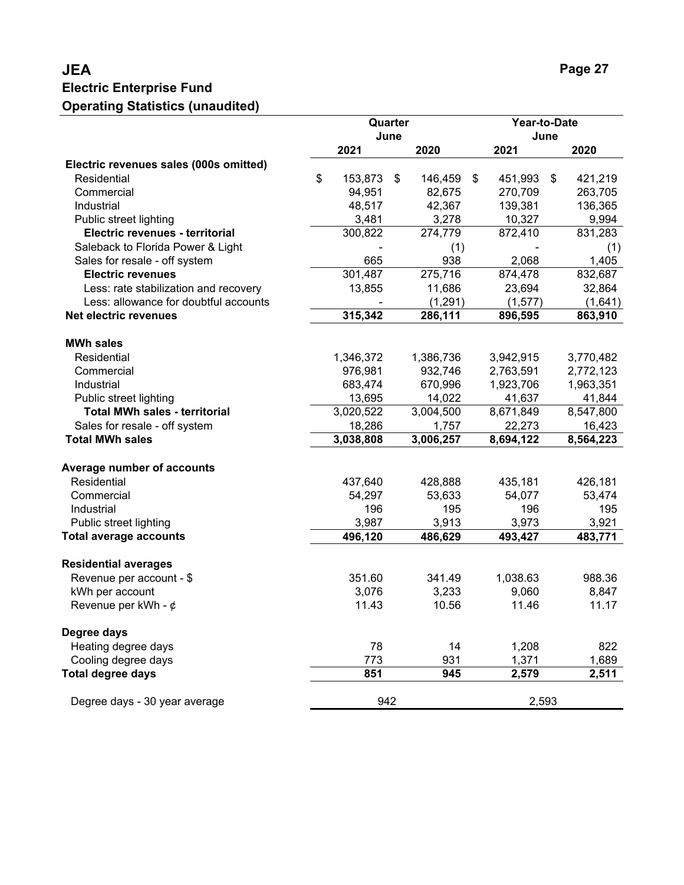# JEA

## Electric Enterprise Fund

## Operating Statistics (unaudited)

| | Quarter June 2021 | Quarter June 2020 | Year-to-Date June 2021 | Year-to-Date June 2020 |
|---|---|---|---|---|
| **Electric revenues sales (000s omitted)** | | | | |
| Residential | $ 153,873 | $ 146,459 | $ 451,993 | $ 421,219 |
| Commercial | 94,951 | 82,675 | 270,709 | 263,705 |
| Industrial | 48,517 | 42,367 | 139,381 | 136,365 |
| Public street lighting | 3,481 | 3,278 | 10,327 | 9,994 |
| **Electric revenues - territorial** | 300,822 | 274,779 | 872,410 | 831,283 |
| Saleback to Florida Power & Light | - | (1) | - | (1) |
| Sales for resale - off system | 665 | 938 | 2,068 | 1,405 |
| **Electric revenues** | 301,487 | 275,716 | 874,478 | 832,687 |
| Less: rate stabilization and recovery | 13,855 | 11,686 | 23,694 | 32,864 |
| Less: allowance for doubtful accounts | - | (1,291) | (1,577) | (1,641) |
| **Net electric revenues** | **315,342** | **286,111** | **896,595** | **863,910** |
| **MWh sales** | | | | |
| Residential | 1,346,372 | 1,386,736 | 3,942,915 | 3,770,482 |
| Commercial | 976,981 | 932,746 | 2,763,591 | 2,772,123 |
| Industrial | 683,474 | 670,996 | 1,923,706 | 1,963,351 |
| Public street lighting | 13,695 | 14,022 | 41,637 | 41,844 |
| **Total MWh sales - territorial** | 3,020,522 | 3,004,500 | 8,671,849 | 8,547,800 |
| Sales for resale - off system | 18,286 | 1,757 | 22,273 | 16,423 |
| **Total MWh sales** | **3,038,808** | **3,006,257** | **8,694,122** | **8,564,223** |
| **Average number of accounts** | | | | |
| Residential | 437,640 | 428,888 | 435,181 | 426,181 |
| Commercial | 54,297 | 53,633 | 54,077 | 53,474 |
| Industrial | 196 | 195 | 196 | 195 |
| Public street lighting | 3,987 | 3,913 | 3,973 | 3,921 |
| **Total average accounts** | **496,120** | **486,629** | **493,427** | **483,771** |
| **Residential averages** | | | | |
| Revenue per account - $ | 351.60 | 341.49 | 1,038.63 | 988.36 |
| kWh per account | 3,076 | 3,233 | 9,060 | 8,847 |
| Revenue per kWh - ¢ | 11.43 | 10.56 | 11.46 | 11.17 |
| **Degree days** | | | | |
| Heating degree days | 78 | 14 | 1,208 | 822 |
| Cooling degree days | 773 | 931 | 1,371 | 1,689 |
| **Total degree days** | **851** | **945** | **2,579** | **2,511** |
| Degree days - 30 year average | 942 | | 2,593 | |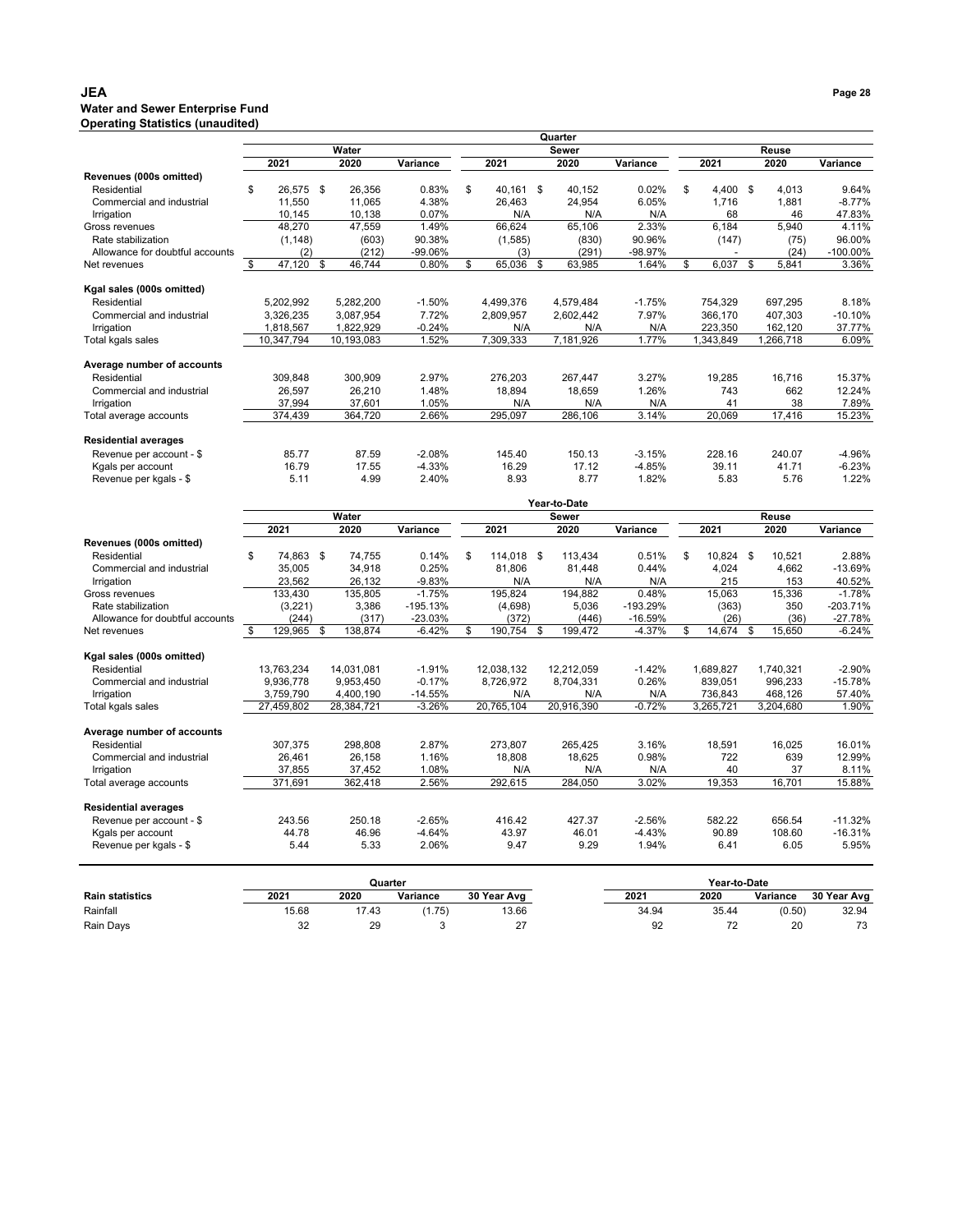# JEA

## Water and Sewer Enterprise Fund

### Operating Statistics (unaudited)

**Quarter**

| | Water | | | Sewer | | | Reuse | | |
|---|---|---|---|---|---|---|---|---|---|
| | 2021 | 2020 | Variance | 2021 | 2020 | Variance | 2021 | 2020 | Variance |
| **Revenues (000s omitted)** | | | | | | | | | |
| Residential | $ 26,575 | $ 26,356 | 0.83% | $ 40,161 | $ 40,152 | 0.02% | $ 4,400 | $ 4,013 | 9.64% |
| Commercial and industrial | 11,550 | 11,065 | 4.38% | 26,463 | 24,954 | 6.05% | 1,716 | 1,881 | -8.77% |
| Irrigation | 10,145 | 10,138 | 0.07% | N/A | N/A | N/A | 68 | 46 | 47.83% |
| Gross revenues | 48,270 | 47,559 | 1.49% | 66,624 | 65,106 | 2.33% | 6,184 | 5,940 | 4.11% |
| Rate stabilization | (1,148) | (603) | 90.38% | (1,585) | (830) | 90.96% | (147) | (75) | 96.00% |
| Allowance for doubtful accounts | (2) | (212) | -99.06% | (3) | (291) | -98.97% | - | (24) | -100.00% |
| Net revenues | $ 47,120 | $ 46,744 | 0.80% | $ 65,036 | $ 63,985 | 1.64% | $ 6,037 | $ 5,841 | 3.36% |
| **Kgal sales (000s omitted)** | | | | | | | | | |
| Residential | 5,202,992 | 5,282,200 | -1.50% | 4,499,376 | 4,579,484 | -1.75% | 754,329 | 697,295 | 8.18% |
| Commercial and industrial | 3,326,235 | 3,087,954 | 7.72% | 2,809,957 | 2,602,442 | 7.97% | 366,170 | 407,303 | -10.10% |
| Irrigation | 1,818,567 | 1,822,929 | -0.24% | N/A | N/A | N/A | 223,350 | 162,120 | 37.77% |
| Total kgals sales | 10,347,794 | 10,193,083 | 1.52% | 7,309,333 | 7,181,926 | 1.77% | 1,343,849 | 1,266,718 | 6.09% |
| **Average number of accounts** | | | | | | | | | |
| Residential | 309,848 | 300,909 | 2.97% | 276,203 | 267,447 | 3.27% | 19,285 | 16,716 | 15.37% |
| Commercial and industrial | 26,597 | 26,210 | 1.48% | 18,894 | 18,659 | 1.26% | 743 | 662 | 12.24% |
| Irrigation | 37,994 | 37,601 | 1.05% | N/A | N/A | N/A | 41 | 38 | 7.89% |
| Total average accounts | 374,439 | 364,720 | 2.66% | 295,097 | 286,106 | 3.14% | 20,069 | 17,416 | 15.23% |
| **Residential averages** | | | | | | | | | |
| Revenue per account - $ | 85.77 | 87.59 | -2.08% | 145.40 | 150.13 | -3.15% | 228.16 | 240.07 | -4.96% |
| Kgals per account | 16.79 | 17.55 | -4.33% | 16.29 | 17.12 | -4.85% | 39.11 | 41.71 | -6.23% |
| Revenue per kgals - $ | 5.11 | 4.99 | 2.40% | 8.93 | 8.77 | 1.82% | 5.83 | 5.76 | 1.22% |

**Year-to-Date**

| | Water | | | Sewer | | | Reuse | | |
|---|---|---|---|---|---|---|---|---|---|
| | 2021 | 2020 | Variance | 2021 | 2020 | Variance | 2021 | 2020 | Variance |
| **Revenues (000s omitted)** | | | | | | | | | |
| Residential | $ 74,863 | $ 74,755 | 0.14% | $ 114,018 | $ 113,434 | 0.51% | $ 10,824 | $ 10,521 | 2.88% |
| Commercial and industrial | 35,005 | 34,918 | 0.25% | 81,806 | 81,448 | 0.44% | 4,024 | 4,662 | -13.69% |
| Irrigation | 23,562 | 26,132 | -9.83% | N/A | N/A | N/A | 215 | 153 | 40.52% |
| Gross revenues | 133,430 | 135,805 | -1.75% | 195,824 | 194,882 | 0.48% | 15,063 | 15,336 | -1.78% |
| Rate stabilization | (3,221) | 3,386 | -195.13% | (4,698) | 5,036 | -193.29% | (363) | 350 | -203.71% |
| Allowance for doubtful accounts | (244) | (317) | -23.03% | (372) | (446) | -16.59% | (26) | (36) | -27.78% |
| Net revenues | $ 129,965 | $ 138,874 | -6.42% | $ 190,754 | $ 199,472 | -4.37% | $ 14,674 | $ 15,650 | -6.24% |
| **Kgal sales (000s omitted)** | | | | | | | | | |
| Residential | 13,763,234 | 14,031,081 | -1.91% | 12,038,132 | 12,212,059 | -1.42% | 1,689,827 | 1,740,321 | -2.90% |
| Commercial and industrial | 9,936,778 | 9,953,450 | -0.17% | 8,726,972 | 8,704,331 | 0.26% | 839,051 | 996,233 | -15.78% |
| Irrigation | 3,759,790 | 4,400,190 | -14.55% | N/A | N/A | N/A | 736,843 | 468,126 | 57.40% |
| Total kgals sales | 27,459,802 | 28,384,721 | -3.26% | 20,765,104 | 20,916,390 | -0.72% | 3,265,721 | 3,204,680 | 1.90% |
| **Average number of accounts** | | | | | | | | | |
| Residential | 307,375 | 298,808 | 2.87% | 273,807 | 265,425 | 3.16% | 18,591 | 16,025 | 16.01% |
| Commercial and industrial | 26,461 | 26,158 | 1.16% | 18,808 | 18,625 | 0.98% | 722 | 639 | 12.99% |
| Irrigation | 37,855 | 37,452 | 1.08% | N/A | N/A | N/A | 40 | 37 | 8.11% |
| Total average accounts | 371,691 | 362,418 | 2.56% | 292,615 | 284,050 | 3.02% | 19,353 | 16,701 | 15.88% |
| **Residential averages** | | | | | | | | | |
| Revenue per account - $ | 243.56 | 250.18 | -2.65% | 416.42 | 427.37 | -2.56% | 582.22 | 656.54 | -11.32% |
| Kgals per account | 44.78 | 46.96 | -4.64% | 43.97 | 46.01 | -4.43% | 90.89 | 108.60 | -16.31% |
| Revenue per kgals - $ | 5.44 | 5.33 | 2.06% | 9.47 | 9.29 | 1.94% | 6.41 | 6.05 | 5.95% |

| Rain statistics | Quarter | | | | Year-to-Date | | | |
|---|---|---|---|---|---|---|---|---|
| | 2021 | 2020 | Variance | 30 Year Avg | 2021 | 2020 | Variance | 30 Year Avg |
| Rainfall | 15.68 | 17.43 | (1.75) | 13.66 | 34.94 | 35.44 | (0.50) | 32.94 |
| Rain Days | 32 | 29 | 3 | 27 | 92 | 72 | 20 | 73 |